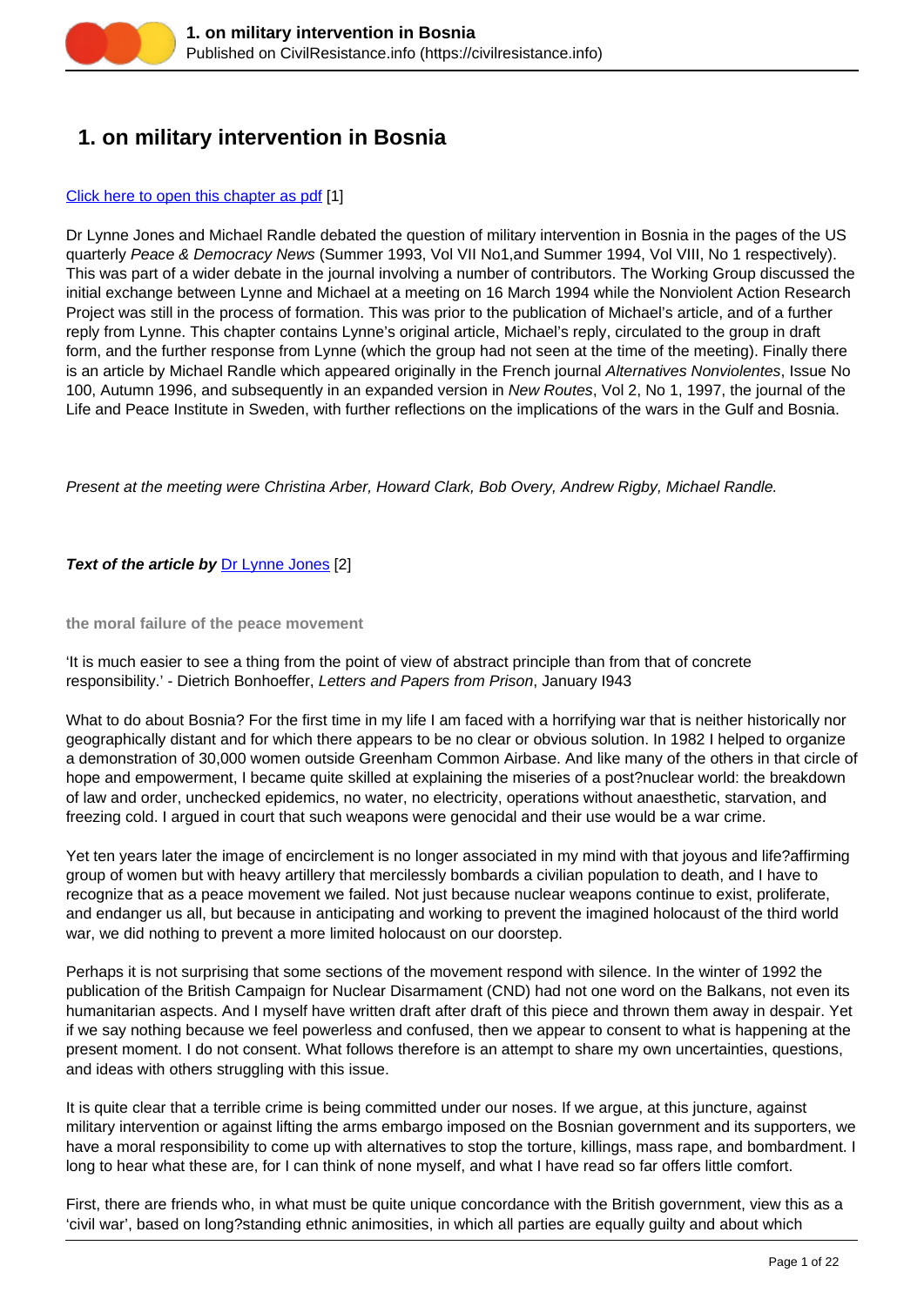# 1. on military intervention in Bosnia

[Click here to open this chapter as pdf](#) [1]

Dr Lynne Jones and Michael Randle debated the question of military intervention in Bosnia in the pages of the US quarterly *Peace & Democracy News* (Summer 1993, Vol VII No1,and Summer 1994, Vol VIII, No 1 respectively). This was part of a wider debate in the journal involving a number of contributors. The Working Group discussed the initial exchange between Lynne and Michael at a meeting on 16 March 1994 while the Nonviolent Action Research Project was still in the process of formation. This was prior to the publication of Michael's article, and of a further reply from Lynne. This chapter contains Lynne's original article, Michael's reply, circulated to the group in draft form, and the further response from Lynne (which the group had not seen at the time of the meeting). Finally there is an article by Michael Randle which appeared originally in the French journal *Alternatives Nonviolentes*, Issue No 100, Autumn 1996, and subsequently in an expanded version in *New Routes*, Vol 2, No 1, 1997, the journal of the Life and Peace Institute in Sweden, with further reflections on the implications of the wars in the Gulf and Bosnia.

*Present at the meeting were Christina Arber, Howard Clark, Bob Overy, Andrew Rigby, Michael Randle.*

***Text of the article by* [Dr Lynne Jones](#)** [2]

#### the moral failure of the peace movement

'It is much easier to see a thing from the point of view of abstract principle than from that of concrete responsibility.' - Dietrich Bonhoeffer, *Letters and Papers from Prison*, January I943

What to do about Bosnia? For the first time in my life I am faced with a horrifying war that is neither historically nor geographically distant and for which there appears to be no clear or obvious solution. In 1982 I helped to organize a demonstration of 30,000 women outside Greenham Common Airbase. And like many of the others in that circle of hope and empowerment, I became quite skilled at explaining the miseries of a post?nuclear world: the breakdown of law and order, unchecked epidemics, no water, no electricity, operations without anaesthetic, starvation, and freezing cold. I argued in court that such weapons were genocidal and their use would be a war crime.

Yet ten years later the image of encirclement is no longer associated in my mind with that joyous and life?affirming group of women but with heavy artillery that mercilessly bombards a civilian population to death, and I have to recognize that as a peace movement we failed. Not just because nuclear weapons continue to exist, proliferate, and endanger us all, but because in anticipating and working to prevent the imagined holocaust of the third world war, we did nothing to prevent a more limited holocaust on our doorstep.

Perhaps it is not surprising that some sections of the movement respond with silence. In the winter of 1992 the publication of the British Campaign for Nuclear Disarmament (CND) had not one word on the Balkans, not even its humanitarian aspects. And I myself have written draft after draft of this piece and thrown them away in despair. Yet if we say nothing because we feel powerless and confused, then we appear to consent to what is happening at the present moment. I do not consent. What follows therefore is an attempt to share my own uncertainties, questions, and ideas with others struggling with this issue.

It is quite clear that a terrible crime is being committed under our noses. If we argue, at this juncture, against military intervention or against lifting the arms embargo imposed on the Bosnian government and its supporters, we have a moral responsibility to come up with alternatives to stop the torture, killings, mass rape, and bombardment. I long to hear what these are, for I can think of none myself, and what I have read so far offers little comfort.

First, there are friends who, in what must be quite unique concordance with the British government, view this as a 'civil war', based on long?standing ethnic animosities, in which all parties are equally guilty and about which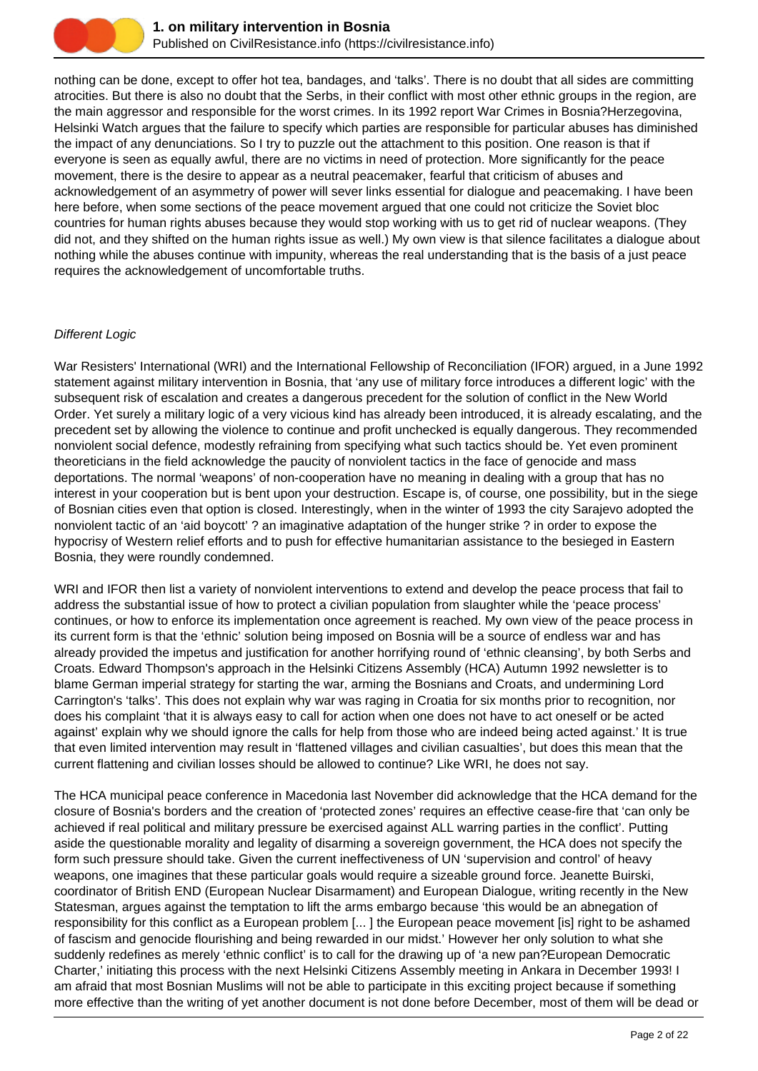nothing can be done, except to offer hot tea, bandages, and 'talks'. There is no doubt that all sides are committing atrocities. But there is also no doubt that the Serbs, in their conflict with most other ethnic groups in the region, are the main aggressor and responsible for the worst crimes. In its 1992 report War Crimes in Bosnia?Herzegovina, Helsinki Watch argues that the failure to specify which parties are responsible for particular abuses has diminished the impact of any denunciations. So I try to puzzle out the attachment to this position. One reason is that if everyone is seen as equally awful, there are no victims in need of protection. More significantly for the peace movement, there is the desire to appear as a neutral peacemaker, fearful that criticism of abuses and acknowledgement of an asymmetry of power will sever links essential for dialogue and peacemaking. I have been here before, when some sections of the peace movement argued that one could not criticize the Soviet bloc countries for human rights abuses because they would stop working with us to get rid of nuclear weapons. (They did not, and they shifted on the human rights issue as well.) My own view is that silence facilitates a dialogue about nothing while the abuses continue with impunity, whereas the real understanding that is the basis of a just peace requires the acknowledgement of uncomfortable truths.

*Different Logic*

War Resisters' International (WRI) and the International Fellowship of Reconciliation (IFOR) argued, in a June 1992 statement against military intervention in Bosnia, that 'any use of military force introduces a different logic' with the subsequent risk of escalation and creates a dangerous precedent for the solution of conflict in the New World Order. Yet surely a military logic of a very vicious kind has already been introduced, it is already escalating, and the precedent set by allowing the violence to continue and profit unchecked is equally dangerous. They recommended nonviolent social defence, modestly refraining from specifying what such tactics should be. Yet even prominent theoreticians in the field acknowledge the paucity of nonviolent tactics in the face of genocide and mass deportations. The normal 'weapons' of non-cooperation have no meaning in dealing with a group that has no interest in your cooperation but is bent upon your destruction. Escape is, of course, one possibility, but in the siege of Bosnian cities even that option is closed. Interestingly, when in the winter of 1993 the city Sarajevo adopted the nonviolent tactic of an 'aid boycott' ? an imaginative adaptation of the hunger strike ? in order to expose the hypocrisy of Western relief efforts and to push for effective humanitarian assistance to the besieged in Eastern Bosnia, they were roundly condemned.

WRI and IFOR then list a variety of nonviolent interventions to extend and develop the peace process that fail to address the substantial issue of how to protect a civilian population from slaughter while the 'peace process' continues, or how to enforce its implementation once agreement is reached. My own view of the peace process in its current form is that the 'ethnic' solution being imposed on Bosnia will be a source of endless war and has already provided the impetus and justification for another horrifying round of 'ethnic cleansing', by both Serbs and Croats. Edward Thompson's approach in the Helsinki Citizens Assembly (HCA) Autumn 1992 newsletter is to blame German imperial strategy for starting the war, arming the Bosnians and Croats, and undermining Lord Carrington's 'talks'. This does not explain why war was raging in Croatia for six months prior to recognition, nor does his complaint 'that it is always easy to call for action when one does not have to act oneself or be acted against' explain why we should ignore the calls for help from those who are indeed being acted against.' It is true that even limited intervention may result in 'flattened villages and civilian casualties', but does this mean that the current flattening and civilian losses should be allowed to continue? Like WRI, he does not say.

The HCA municipal peace conference in Macedonia last November did acknowledge that the HCA demand for the closure of Bosnia's borders and the creation of 'protected zones' requires an effective cease-fire that 'can only be achieved if real political and military pressure be exercised against ALL warring parties in the conflict'. Putting aside the questionable morality and legality of disarming a sovereign government, the HCA does not specify the form such pressure should take. Given the current ineffectiveness of UN 'supervision and control' of heavy weapons, one imagines that these particular goals would require a sizeable ground force. Jeanette Buirski, coordinator of British END (European Nuclear Disarmament) and European Dialogue, writing recently in the New Statesman, argues against the temptation to lift the arms embargo because 'this would be an abnegation of responsibility for this conflict as a European problem [... ] the European peace movement [is] right to be ashamed of fascism and genocide flourishing and being rewarded in our midst.' However her only solution to what she suddenly redefines as merely 'ethnic conflict' is to call for the drawing up of 'a new pan?European Democratic Charter,' initiating this process with the next Helsinki Citizens Assembly meeting in Ankara in December 1993! I am afraid that most Bosnian Muslims will not be able to participate in this exciting project because if something more effective than the writing of yet another document is not done before December, most of them will be dead or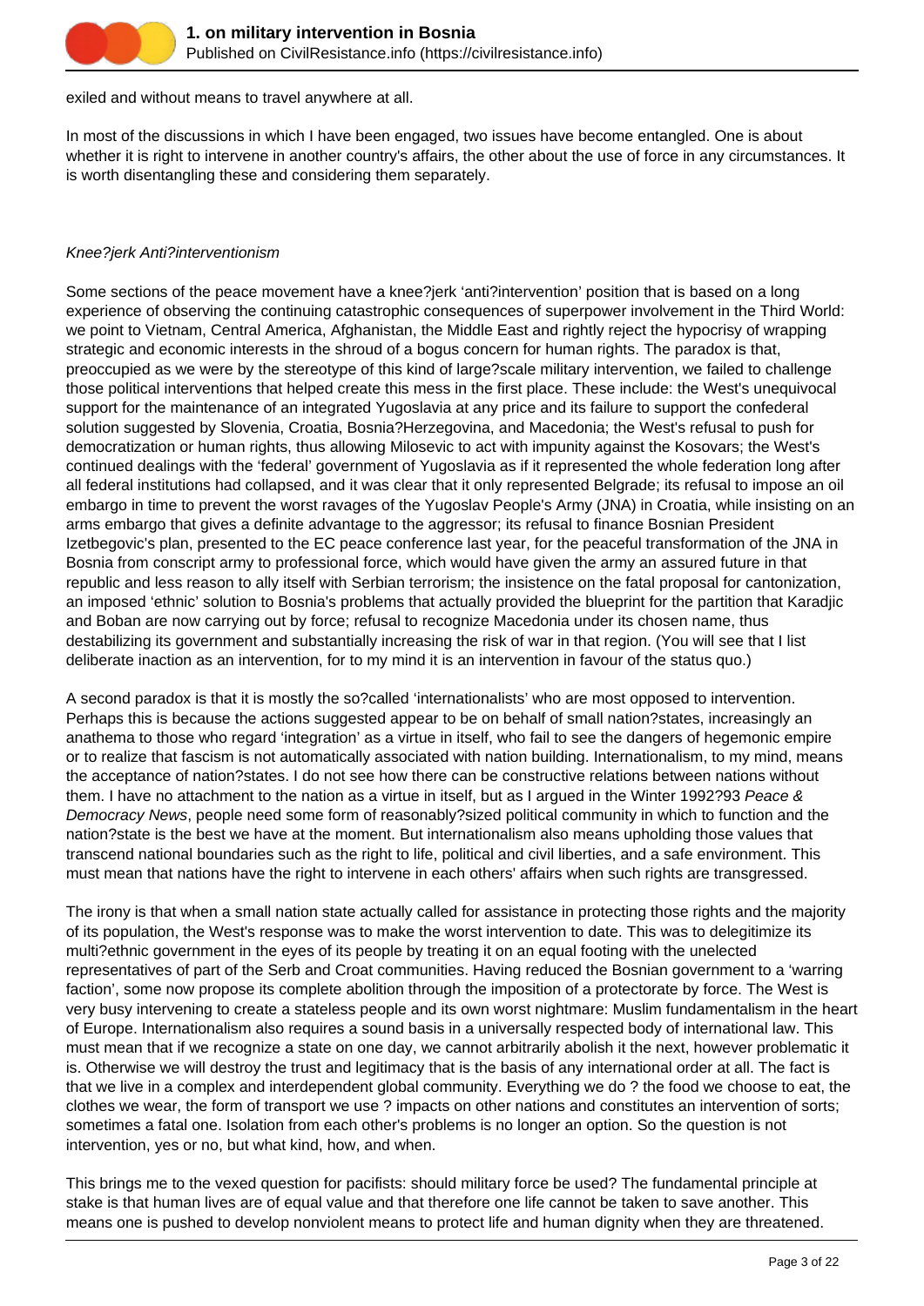exiled and without means to travel anywhere at all.

In most of the discussions in which I have been engaged, two issues have become entangled. One is about whether it is right to intervene in another country's affairs, the other about the use of force in any circumstances. It is worth disentangling these and considering them separately.

*Knee?jerk Anti?interventionism*

Some sections of the peace movement have a knee?jerk 'anti?intervention' position that is based on a long experience of observing the continuing catastrophic consequences of superpower involvement in the Third World: we point to Vietnam, Central America, Afghanistan, the Middle East and rightly reject the hypocrisy of wrapping strategic and economic interests in the shroud of a bogus concern for human rights. The paradox is that, preoccupied as we were by the stereotype of this kind of large?scale military intervention, we failed to challenge those political interventions that helped create this mess in the first place. These include: the West's unequivocal support for the maintenance of an integrated Yugoslavia at any price and its failure to support the confederal solution suggested by Slovenia, Croatia, Bosnia?Herzegovina, and Macedonia; the West's refusal to push for democratization or human rights, thus allowing Milosevic to act with impunity against the Kosovars; the West's continued dealings with the 'federal' government of Yugoslavia as if it represented the whole federation long after all federal institutions had collapsed, and it was clear that it only represented Belgrade; its refusal to impose an oil embargo in time to prevent the worst ravages of the Yugoslav People's Army (JNA) in Croatia, while insisting on an arms embargo that gives a definite advantage to the aggressor; its refusal to finance Bosnian President Izetbegovic's plan, presented to the EC peace conference last year, for the peaceful transformation of the JNA in Bosnia from conscript army to professional force, which would have given the army an assured future in that republic and less reason to ally itself with Serbian terrorism; the insistence on the fatal proposal for cantonization, an imposed 'ethnic' solution to Bosnia's problems that actually provided the blueprint for the partition that Karadjic and Boban are now carrying out by force; refusal to recognize Macedonia under its chosen name, thus destabilizing its government and substantially increasing the risk of war in that region. (You will see that I list deliberate inaction as an intervention, for to my mind it is an intervention in favour of the status quo.)

A second paradox is that it is mostly the so?called 'internationalists' who are most opposed to intervention. Perhaps this is because the actions suggested appear to be on behalf of small nation?states, increasingly an anathema to those who regard 'integration' as a virtue in itself, who fail to see the dangers of hegemonic empire or to realize that fascism is not automatically associated with nation building. Internationalism, to my mind, means the acceptance of nation?states. I do not see how there can be constructive relations between nations without them. I have no attachment to the nation as a virtue in itself, but as I argued in the Winter 1992?93 *Peace & Democracy News*, people need some form of reasonably?sized political community in which to function and the nation?state is the best we have at the moment. But internationalism also means upholding those values that transcend national boundaries such as the right to life, political and civil liberties, and a safe environment. This must mean that nations have the right to intervene in each others' affairs when such rights are transgressed.

The irony is that when a small nation state actually called for assistance in protecting those rights and the majority of its population, the West's response was to make the worst intervention to date. This was to delegitimize its multi?ethnic government in the eyes of its people by treating it on an equal footing with the unelected representatives of part of the Serb and Croat communities. Having reduced the Bosnian government to a 'warring faction', some now propose its complete abolition through the imposition of a protectorate by force. The West is very busy intervening to create a stateless people and its own worst nightmare: Muslim fundamentalism in the heart of Europe. Internationalism also requires a sound basis in a universally respected body of international law. This must mean that if we recognize a state on one day, we cannot arbitrarily abolish it the next, however problematic it is. Otherwise we will destroy the trust and legitimacy that is the basis of any international order at all. The fact is that we live in a complex and interdependent global community. Everything we do ? the food we choose to eat, the clothes we wear, the form of transport we use ? impacts on other nations and constitutes an intervention of sorts; sometimes a fatal one. Isolation from each other's problems is no longer an option. So the question is not intervention, yes or no, but what kind, how, and when.

This brings me to the vexed question for pacifists: should military force be used? The fundamental principle at stake is that human lives are of equal value and that therefore one life cannot be taken to save another. This means one is pushed to develop nonviolent means to protect life and human dignity when they are threatened.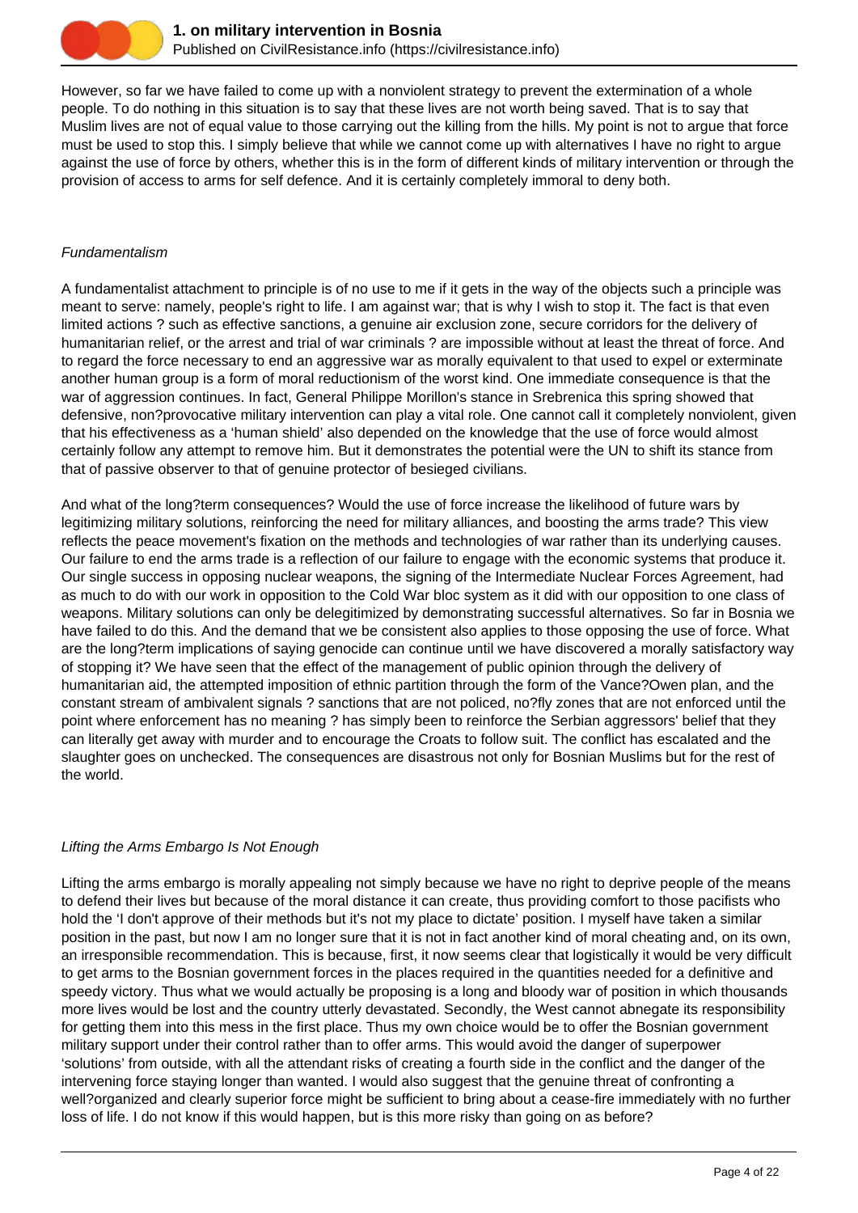However, so far we have failed to come up with a nonviolent strategy to prevent the extermination of a whole people. To do nothing in this situation is to say that these lives are not worth being saved. That is to say that Muslim lives are not of equal value to those carrying out the killing from the hills. My point is not to argue that force must be used to stop this. I simply believe that while we cannot come up with alternatives I have no right to argue against the use of force by others, whether this is in the form of different kinds of military intervention or through the provision of access to arms for self defence. And it is certainly completely immoral to deny both.

*Fundamentalism*

A fundamentalist attachment to principle is of no use to me if it gets in the way of the objects such a principle was meant to serve: namely, people's right to life. I am against war; that is why I wish to stop it. The fact is that even limited actions ? such as effective sanctions, a genuine air exclusion zone, secure corridors for the delivery of humanitarian relief, or the arrest and trial of war criminals ? are impossible without at least the threat of force. And to regard the force necessary to end an aggressive war as morally equivalent to that used to expel or exterminate another human group is a form of moral reductionism of the worst kind. One immediate consequence is that the war of aggression continues. In fact, General Philippe Morillon's stance in Srebrenica this spring showed that defensive, non?provocative military intervention can play a vital role. One cannot call it completely nonviolent, given that his effectiveness as a 'human shield' also depended on the knowledge that the use of force would almost certainly follow any attempt to remove him. But it demonstrates the potential were the UN to shift its stance from that of passive observer to that of genuine protector of besieged civilians.

And what of the long?term consequences? Would the use of force increase the likelihood of future wars by legitimizing military solutions, reinforcing the need for military alliances, and boosting the arms trade? This view reflects the peace movement's fixation on the methods and technologies of war rather than its underlying causes. Our failure to end the arms trade is a reflection of our failure to engage with the economic systems that produce it. Our single success in opposing nuclear weapons, the signing of the Intermediate Nuclear Forces Agreement, had as much to do with our work in opposition to the Cold War bloc system as it did with our opposition to one class of weapons. Military solutions can only be delegitimized by demonstrating successful alternatives. So far in Bosnia we have failed to do this. And the demand that we be consistent also applies to those opposing the use of force. What are the long?term implications of saying genocide can continue until we have discovered a morally satisfactory way of stopping it? We have seen that the effect of the management of public opinion through the delivery of humanitarian aid, the attempted imposition of ethnic partition through the form of the Vance?Owen plan, and the constant stream of ambivalent signals ? sanctions that are not policed, no?fly zones that are not enforced until the point where enforcement has no meaning ? has simply been to reinforce the Serbian aggressors' belief that they can literally get away with murder and to encourage the Croats to follow suit. The conflict has escalated and the slaughter goes on unchecked. The consequences are disastrous not only for Bosnian Muslims but for the rest of the world.

*Lifting the Arms Embargo Is Not Enough*

Lifting the arms embargo is morally appealing not simply because we have no right to deprive people of the means to defend their lives but because of the moral distance it can create, thus providing comfort to those pacifists who hold the 'I don't approve of their methods but it's not my place to dictate' position. I myself have taken a similar position in the past, but now I am no longer sure that it is not in fact another kind of moral cheating and, on its own, an irresponsible recommendation. This is because, first, it now seems clear that logistically it would be very difficult to get arms to the Bosnian government forces in the places required in the quantities needed for a definitive and speedy victory. Thus what we would actually be proposing is a long and bloody war of position in which thousands more lives would be lost and the country utterly devastated. Secondly, the West cannot abnegate its responsibility for getting them into this mess in the first place. Thus my own choice would be to offer the Bosnian government military support under their control rather than to offer arms. This would avoid the danger of superpower 'solutions' from outside, with all the attendant risks of creating a fourth side in the conflict and the danger of the intervening force staying longer than wanted. I would also suggest that the genuine threat of confronting a well?organized and clearly superior force might be sufficient to bring about a cease-fire immediately with no further loss of life. I do not know if this would happen, but is this more risky than going on as before?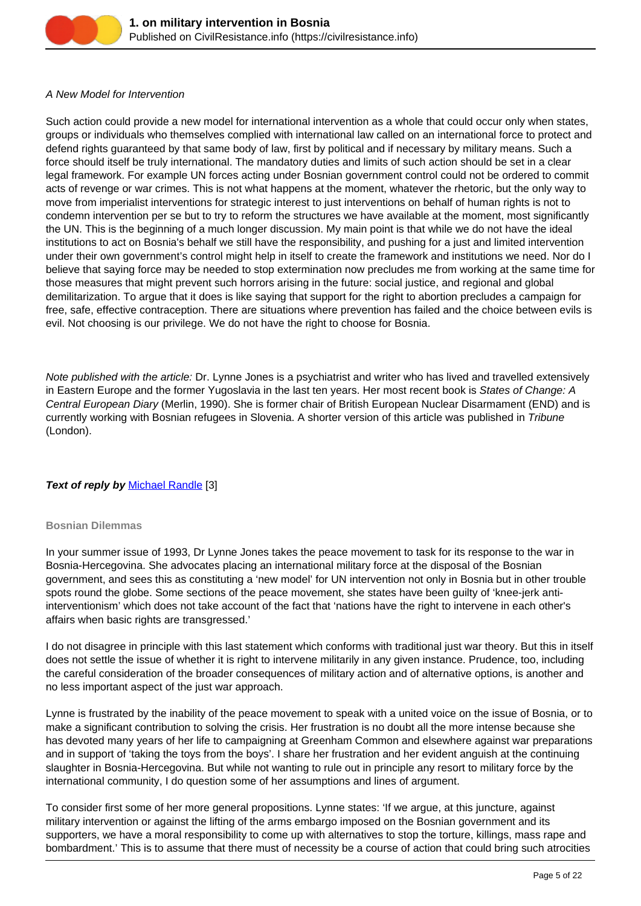*A New Model for Intervention*

Such action could provide a new model for international intervention as a whole that could occur only when states, groups or individuals who themselves complied with international law called on an international force to protect and defend rights guaranteed by that same body of law, first by political and if necessary by military means. Such a force should itself be truly international. The mandatory duties and limits of such action should be set in a clear legal framework. For example UN forces acting under Bosnian government control could not be ordered to commit acts of revenge or war crimes. This is not what happens at the moment, whatever the rhetoric, but the only way to move from imperialist interventions for strategic interest to just interventions on behalf of human rights is not to condemn intervention per se but to try to reform the structures we have available at the moment, most significantly the UN. This is the beginning of a much longer discussion. My main point is that while we do not have the ideal institutions to act on Bosnia's behalf we still have the responsibility, and pushing for a just and limited intervention under their own government's control might help in itself to create the framework and institutions we need. Nor do I believe that saying force may be needed to stop extermination now precludes me from working at the same time for those measures that might prevent such horrors arising in the future: social justice, and regional and global demilitarization. To argue that it does is like saying that support for the right to abortion precludes a campaign for free, safe, effective contraception. There are situations where prevention has failed and the choice between evils is evil. Not choosing is our privilege. We do not have the right to choose for Bosnia.

*Note published with the article:* Dr. Lynne Jones is a psychiatrist and writer who has lived and travelled extensively in Eastern Europe and the former Yugoslavia in the last ten years. Her most recent book is *States of Change: A Central European Diary* (Merlin, 1990). She is former chair of British European Nuclear Disarmament (END) and is currently working with Bosnian refugees in Slovenia. A shorter version of this article was published in *Tribune* (London).

***Text of reply by*** Michael Randle [3]

**Bosnian Dilemmas**

In your summer issue of 1993, Dr Lynne Jones takes the peace movement to task for its response to the war in Bosnia-Hercegovina. She advocates placing an international military force at the disposal of the Bosnian government, and sees this as constituting a 'new model' for UN intervention not only in Bosnia but in other trouble spots round the globe. Some sections of the peace movement, she states have been guilty of 'knee-jerk anti-interventionism' which does not take account of the fact that 'nations have the right to intervene in each other's affairs when basic rights are transgressed.'

I do not disagree in principle with this last statement which conforms with traditional just war theory. But this in itself does not settle the issue of whether it is right to intervene militarily in any given instance. Prudence, too, including the careful consideration of the broader consequences of military action and of alternative options, is another and no less important aspect of the just war approach.

Lynne is frustrated by the inability of the peace movement to speak with a united voice on the issue of Bosnia, or to make a significant contribution to solving the crisis. Her frustration is no doubt all the more intense because she has devoted many years of her life to campaigning at Greenham Common and elsewhere against war preparations and in support of 'taking the toys from the boys'. I share her frustration and her evident anguish at the continuing slaughter in Bosnia-Hercegovina. But while not wanting to rule out in principle any resort to military force by the international community, I do question some of her assumptions and lines of argument.

To consider first some of her more general propositions. Lynne states: 'If we argue, at this juncture, against military intervention or against the lifting of the arms embargo imposed on the Bosnian government and its supporters, we have a moral responsibility to come up with alternatives to stop the torture, killings, mass rape and bombardment.' This is to assume that there must of necessity be a course of action that could bring such atrocities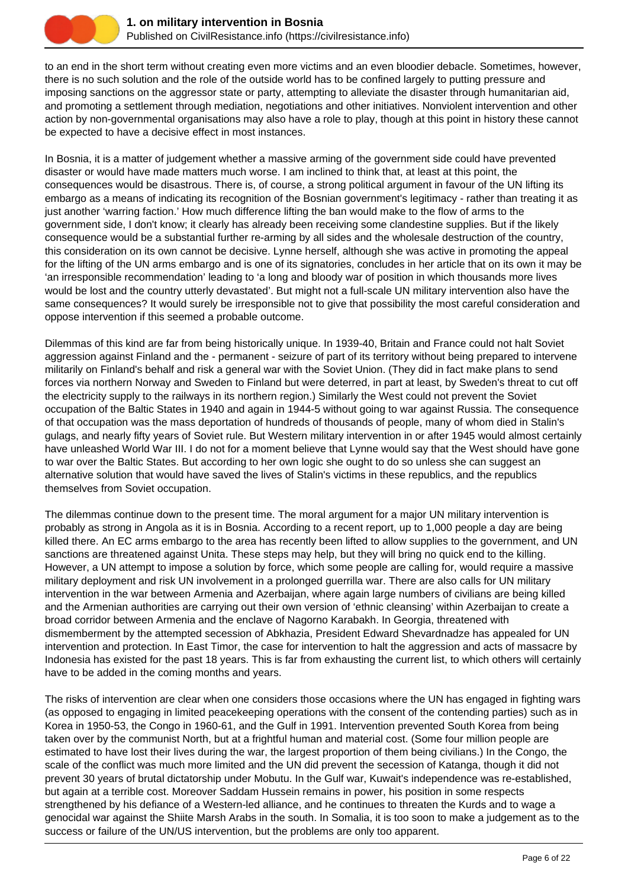to an end in the short term without creating even more victims and an even bloodier debacle. Sometimes, however, there is no such solution and the role of the outside world has to be confined largely to putting pressure and imposing sanctions on the aggressor state or party, attempting to alleviate the disaster through humanitarian aid, and promoting a settlement through mediation, negotiations and other initiatives. Nonviolent intervention and other action by non-governmental organisations may also have a role to play, though at this point in history these cannot be expected to have a decisive effect in most instances.

In Bosnia, it is a matter of judgement whether a massive arming of the government side could have prevented disaster or would have made matters much worse. I am inclined to think that, at least at this point, the consequences would be disastrous. There is, of course, a strong political argument in favour of the UN lifting its embargo as a means of indicating its recognition of the Bosnian government's legitimacy - rather than treating it as just another 'warring faction.' How much difference lifting the ban would make to the flow of arms to the government side, I don't know; it clearly has already been receiving some clandestine supplies. But if the likely consequence would be a substantial further re-arming by all sides and the wholesale destruction of the country, this consideration on its own cannot be decisive. Lynne herself, although she was active in promoting the appeal for the lifting of the UN arms embargo and is one of its signatories, concludes in her article that on its own it may be 'an irresponsible recommendation' leading to 'a long and bloody war of position in which thousands more lives would be lost and the country utterly devastated'. But might not a full-scale UN military intervention also have the same consequences? It would surely be irresponsible not to give that possibility the most careful consideration and oppose intervention if this seemed a probable outcome.

Dilemmas of this kind are far from being historically unique. In 1939-40, Britain and France could not halt Soviet aggression against Finland and the - permanent - seizure of part of its territory without being prepared to intervene militarily on Finland's behalf and risk a general war with the Soviet Union. (They did in fact make plans to send forces via northern Norway and Sweden to Finland but were deterred, in part at least, by Sweden's threat to cut off the electricity supply to the railways in its northern region.) Similarly the West could not prevent the Soviet occupation of the Baltic States in 1940 and again in 1944-5 without going to war against Russia. The consequence of that occupation was the mass deportation of hundreds of thousands of people, many of whom died in Stalin's gulags, and nearly fifty years of Soviet rule. But Western military intervention in or after 1945 would almost certainly have unleashed World War III. I do not for a moment believe that Lynne would say that the West should have gone to war over the Baltic States. But according to her own logic she ought to do so unless she can suggest an alternative solution that would have saved the lives of Stalin's victims in these republics, and the republics themselves from Soviet occupation.

The dilemmas continue down to the present time. The moral argument for a major UN military intervention is probably as strong in Angola as it is in Bosnia. According to a recent report, up to 1,000 people a day are being killed there. An EC arms embargo to the area has recently been lifted to allow supplies to the government, and UN sanctions are threatened against Unita. These steps may help, but they will bring no quick end to the killing. However, a UN attempt to impose a solution by force, which some people are calling for, would require a massive military deployment and risk UN involvement in a prolonged guerrilla war. There are also calls for UN military intervention in the war between Armenia and Azerbaijan, where again large numbers of civilians are being killed and the Armenian authorities are carrying out their own version of 'ethnic cleansing' within Azerbaijan to create a broad corridor between Armenia and the enclave of Nagorno Karabakh. In Georgia, threatened with dismemberment by the attempted secession of Abkhazia, President Edward Shevardnadze has appealed for UN intervention and protection. In East Timor, the case for intervention to halt the aggression and acts of massacre by Indonesia has existed for the past 18 years. This is far from exhausting the current list, to which others will certainly have to be added in the coming months and years.

The risks of intervention are clear when one considers those occasions where the UN has engaged in fighting wars (as opposed to engaging in limited peacekeeping operations with the consent of the contending parties) such as in Korea in 1950-53, the Congo in 1960-61, and the Gulf in 1991. Intervention prevented South Korea from being taken over by the communist North, but at a frightful human and material cost. (Some four million people are estimated to have lost their lives during the war, the largest proportion of them being civilians.) In the Congo, the scale of the conflict was much more limited and the UN did prevent the secession of Katanga, though it did not prevent 30 years of brutal dictatorship under Mobutu. In the Gulf war, Kuwait's independence was re-established, but again at a terrible cost. Moreover Saddam Hussein remains in power, his position in some respects strengthened by his defiance of a Western-led alliance, and he continues to threaten the Kurds and to wage a genocidal war against the Shiite Marsh Arabs in the south. In Somalia, it is too soon to make a judgement as to the success or failure of the UN/US intervention, but the problems are only too apparent.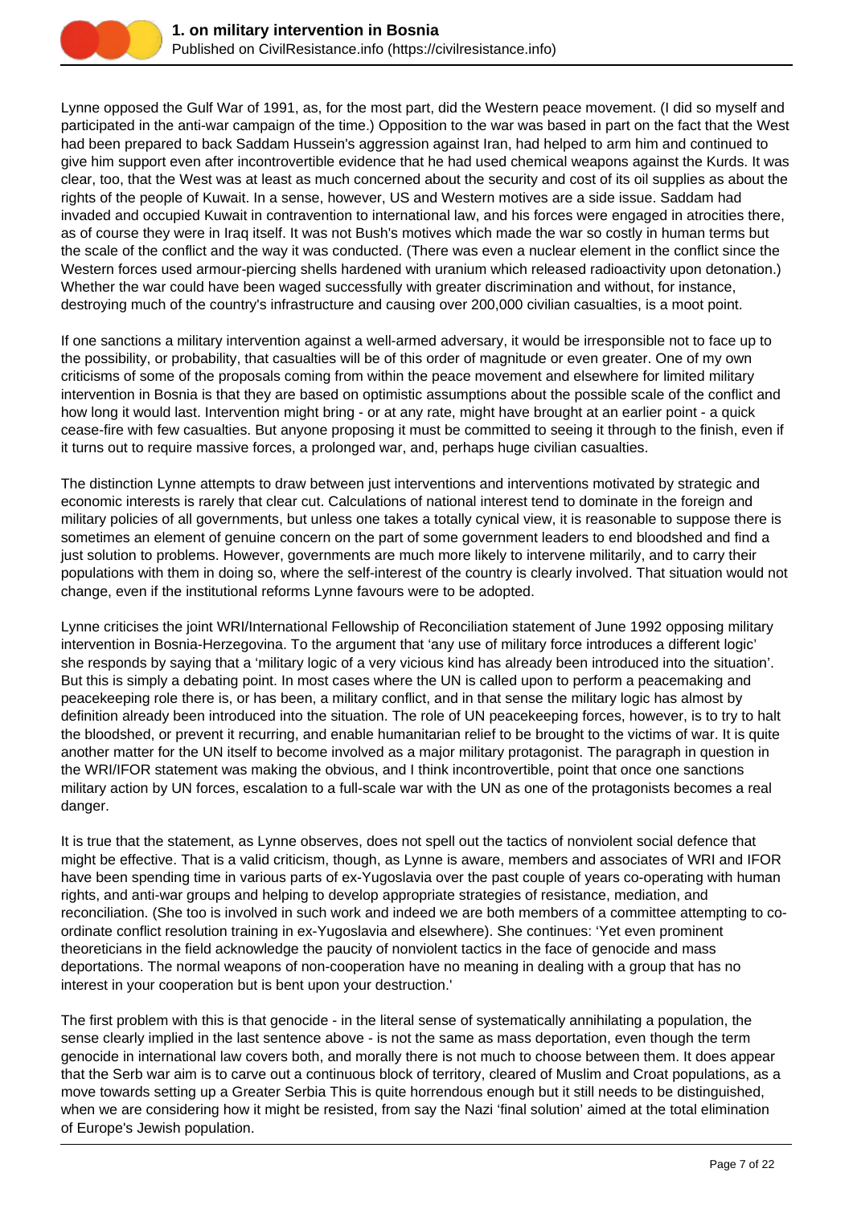Lynne opposed the Gulf War of 1991, as, for the most part, did the Western peace movement. (I did so myself and participated in the anti-war campaign of the time.) Opposition to the war was based in part on the fact that the West had been prepared to back Saddam Hussein's aggression against Iran, had helped to arm him and continued to give him support even after incontrovertible evidence that he had used chemical weapons against the Kurds. It was clear, too, that the West was at least as much concerned about the security and cost of its oil supplies as about the rights of the people of Kuwait. In a sense, however, US and Western motives are a side issue. Saddam had invaded and occupied Kuwait in contravention to international law, and his forces were engaged in atrocities there, as of course they were in Iraq itself. It was not Bush's motives which made the war so costly in human terms but the scale of the conflict and the way it was conducted. (There was even a nuclear element in the conflict since the Western forces used armour-piercing shells hardened with uranium which released radioactivity upon detonation.) Whether the war could have been waged successfully with greater discrimination and without, for instance, destroying much of the country's infrastructure and causing over 200,000 civilian casualties, is a moot point.

If one sanctions a military intervention against a well-armed adversary, it would be irresponsible not to face up to the possibility, or probability, that casualties will be of this order of magnitude or even greater. One of my own criticisms of some of the proposals coming from within the peace movement and elsewhere for limited military intervention in Bosnia is that they are based on optimistic assumptions about the possible scale of the conflict and how long it would last. Intervention might bring - or at any rate, might have brought at an earlier point - a quick cease-fire with few casualties. But anyone proposing it must be committed to seeing it through to the finish, even if it turns out to require massive forces, a prolonged war, and, perhaps huge civilian casualties.

The distinction Lynne attempts to draw between just interventions and interventions motivated by strategic and economic interests is rarely that clear cut. Calculations of national interest tend to dominate in the foreign and military policies of all governments, but unless one takes a totally cynical view, it is reasonable to suppose there is sometimes an element of genuine concern on the part of some government leaders to end bloodshed and find a just solution to problems. However, governments are much more likely to intervene militarily, and to carry their populations with them in doing so, where the self-interest of the country is clearly involved. That situation would not change, even if the institutional reforms Lynne favours were to be adopted.

Lynne criticises the joint WRI/International Fellowship of Reconciliation statement of June 1992 opposing military intervention in Bosnia-Herzegovina. To the argument that 'any use of military force introduces a different logic' she responds by saying that a 'military logic of a very vicious kind has already been introduced into the situation'. But this is simply a debating point. In most cases where the UN is called upon to perform a peacemaking and peacekeeping role there is, or has been, a military conflict, and in that sense the military logic has almost by definition already been introduced into the situation. The role of UN peacekeeping forces, however, is to try to halt the bloodshed, or prevent it recurring, and enable humanitarian relief to be brought to the victims of war. It is quite another matter for the UN itself to become involved as a major military protagonist. The paragraph in question in the WRI/IFOR statement was making the obvious, and I think incontrovertible, point that once one sanctions military action by UN forces, escalation to a full-scale war with the UN as one of the protagonists becomes a real danger.

It is true that the statement, as Lynne observes, does not spell out the tactics of nonviolent social defence that might be effective. That is a valid criticism, though, as Lynne is aware, members and associates of WRI and IFOR have been spending time in various parts of ex-Yugoslavia over the past couple of years co-operating with human rights, and anti-war groups and helping to develop appropriate strategies of resistance, mediation, and reconciliation. (She too is involved in such work and indeed we are both members of a committee attempting to co-ordinate conflict resolution training in ex-Yugoslavia and elsewhere). She continues: 'Yet even prominent theoreticians in the field acknowledge the paucity of nonviolent tactics in the face of genocide and mass deportations. The normal weapons of non-cooperation have no meaning in dealing with a group that has no interest in your cooperation but is bent upon your destruction.'

The first problem with this is that genocide - in the literal sense of systematically annihilating a population, the sense clearly implied in the last sentence above - is not the same as mass deportation, even though the term genocide in international law covers both, and morally there is not much to choose between them. It does appear that the Serb war aim is to carve out a continuous block of territory, cleared of Muslim and Croat populations, as a move towards setting up a Greater Serbia This is quite horrendous enough but it still needs to be distinguished, when we are considering how it might be resisted, from say the Nazi 'final solution' aimed at the total elimination of Europe's Jewish population.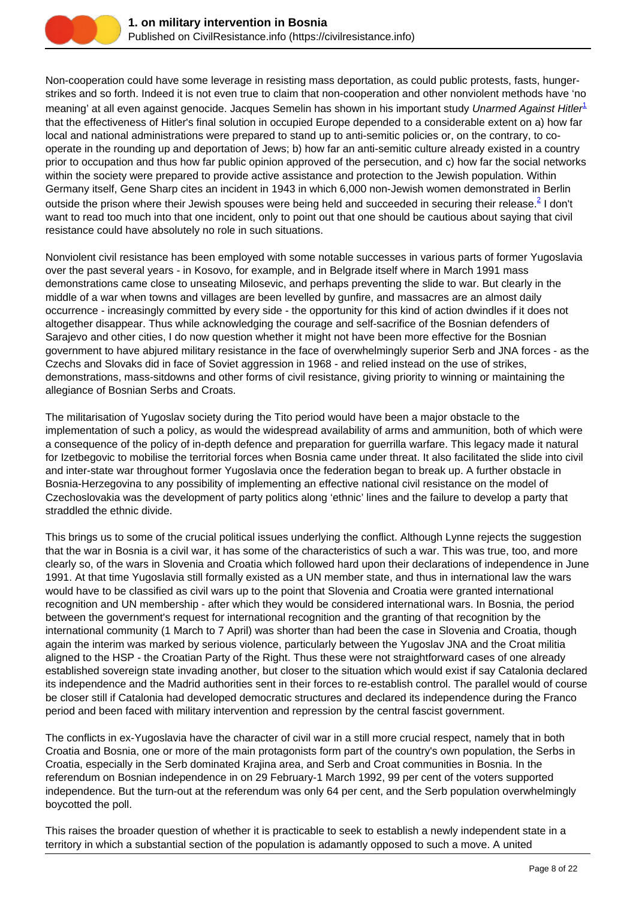Non-cooperation could have some leverage in resisting mass deportation, as could public protests, fasts, hunger-strikes and so forth. Indeed it is not even true to claim that non-cooperation and other nonviolent methods have 'no meaning' at all even against genocide. Jacques Semelin has shown in his important study *Unarmed Against Hitler*[1] that the effectiveness of Hitler's final solution in occupied Europe depended to a considerable extent on a) how far local and national administrations were prepared to stand up to anti-semitic policies or, on the contrary, to co-operate in the rounding up and deportation of Jews; b) how far an anti-semitic culture already existed in a country prior to occupation and thus how far public opinion approved of the persecution, and c) how far the social networks within the society were prepared to provide active assistance and protection to the Jewish population. Within Germany itself, Gene Sharp cites an incident in 1943 in which 6,000 non-Jewish women demonstrated in Berlin outside the prison where their Jewish spouses were being held and succeeded in securing their release.[2] I don't want to read too much into that one incident, only to point out that one should be cautious about saying that civil resistance could have absolutely no role in such situations.

Nonviolent civil resistance has been employed with some notable successes in various parts of former Yugoslavia over the past several years - in Kosovo, for example, and in Belgrade itself where in March 1991 mass demonstrations came close to unseating Milosevic, and perhaps preventing the slide to war. But clearly in the middle of a war when towns and villages are been levelled by gunfire, and massacres are an almost daily occurrence - increasingly committed by every side - the opportunity for this kind of action dwindles if it does not altogether disappear. Thus while acknowledging the courage and self-sacrifice of the Bosnian defenders of Sarajevo and other cities, I do now question whether it might not have been more effective for the Bosnian government to have abjured military resistance in the face of overwhelmingly superior Serb and JNA forces - as the Czechs and Slovaks did in face of Soviet aggression in 1968 - and relied instead on the use of strikes, demonstrations, mass-sitdowns and other forms of civil resistance, giving priority to winning or maintaining the allegiance of Bosnian Serbs and Croats.

The militarisation of Yugoslav society during the Tito period would have been a major obstacle to the implementation of such a policy, as would the widespread availability of arms and ammunition, both of which were a consequence of the policy of in-depth defence and preparation for guerrilla warfare. This legacy made it natural for Izetbegovic to mobilise the territorial forces when Bosnia came under threat. It also facilitated the slide into civil and inter-state war throughout former Yugoslavia once the federation began to break up. A further obstacle in Bosnia-Herzegovina to any possibility of implementing an effective national civil resistance on the model of Czechoslovakia was the development of party politics along 'ethnic' lines and the failure to develop a party that straddled the ethnic divide.

This brings us to some of the crucial political issues underlying the conflict. Although Lynne rejects the suggestion that the war in Bosnia is a civil war, it has some of the characteristics of such a war. This was true, too, and more clearly so, of the wars in Slovenia and Croatia which followed hard upon their declarations of independence in June 1991. At that time Yugoslavia still formally existed as a UN member state, and thus in international law the wars would have to be classified as civil wars up to the point that Slovenia and Croatia were granted international recognition and UN membership - after which they would be considered international wars. In Bosnia, the period between the government's request for international recognition and the granting of that recognition by the international community (1 March to 7 April) was shorter than had been the case in Slovenia and Croatia, though again the interim was marked by serious violence, particularly between the Yugoslav JNA and the Croat militia aligned to the HSP - the Croatian Party of the Right. Thus these were not straightforward cases of one already established sovereign state invading another, but closer to the situation which would exist if say Catalonia declared its independence and the Madrid authorities sent in their forces to re-establish control. The parallel would of course be closer still if Catalonia had developed democratic structures and declared its independence during the Franco period and been faced with military intervention and repression by the central fascist government.

The conflicts in ex-Yugoslavia have the character of civil war in a still more crucial respect, namely that in both Croatia and Bosnia, one or more of the main protagonists form part of the country's own population, the Serbs in Croatia, especially in the Serb dominated Krajina area, and Serb and Croat communities in Bosnia. In the referendum on Bosnian independence in on 29 February-1 March 1992, 99 per cent of the voters supported independence. But the turn-out at the referendum was only 64 per cent, and the Serb population overwhelmingly boycotted the poll.

This raises the broader question of whether it is practicable to seek to establish a newly independent state in a territory in which a substantial section of the population is adamantly opposed to such a move. A united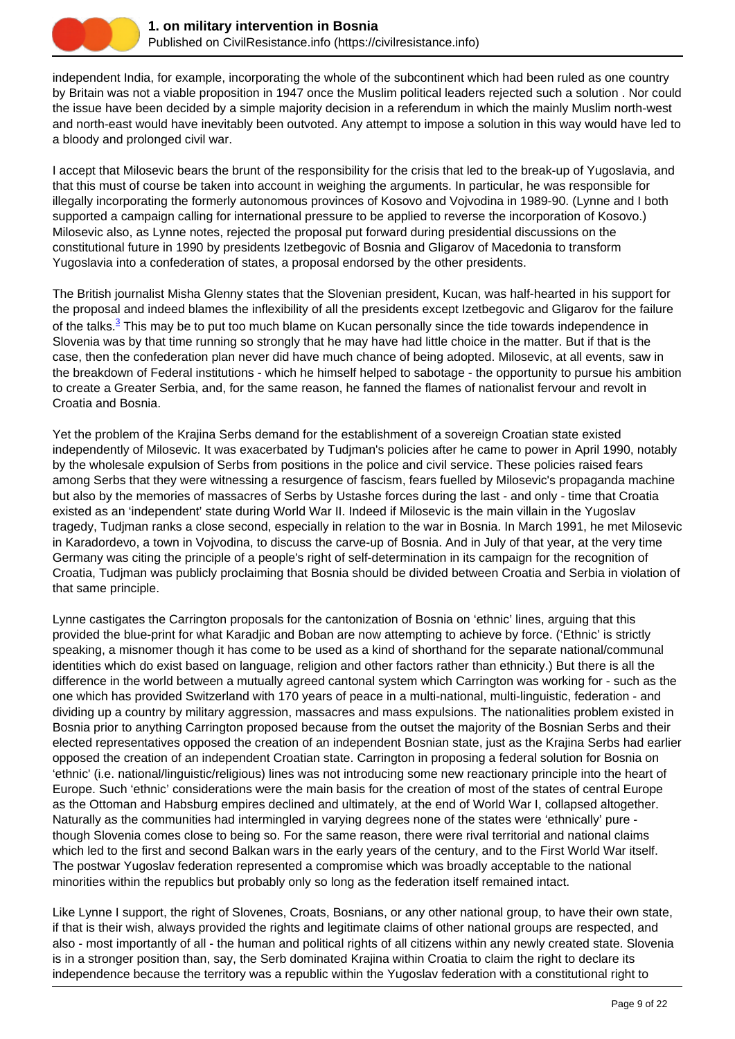independent India, for example, incorporating the whole of the subcontinent which had been ruled as one country by Britain was not a viable proposition in 1947 once the Muslim political leaders rejected such a solution . Nor could the issue have been decided by a simple majority decision in a referendum in which the mainly Muslim north-west and north-east would have inevitably been outvoted. Any attempt to impose a solution in this way would have led to a bloody and prolonged civil war.

I accept that Milosevic bears the brunt of the responsibility for the crisis that led to the break-up of Yugoslavia, and that this must of course be taken into account in weighing the arguments. In particular, he was responsible for illegally incorporating the formerly autonomous provinces of Kosovo and Vojvodina in 1989-90. (Lynne and I both supported a campaign calling for international pressure to be applied to reverse the incorporation of Kosovo.) Milosevic also, as Lynne notes, rejected the proposal put forward during presidential discussions on the constitutional future in 1990 by presidents Izetbegovic of Bosnia and Gligarov of Macedonia to transform Yugoslavia into a confederation of states, a proposal endorsed by the other presidents.

The British journalist Misha Glenny states that the Slovenian president, Kucan, was half-hearted in his support for the proposal and indeed blames the inflexibility of all the presidents except Izetbegovic and Gligarov for the failure of the talks.[3] This may be to put too much blame on Kucan personally since the tide towards independence in Slovenia was by that time running so strongly that he may have had little choice in the matter. But if that is the case, then the confederation plan never did have much chance of being adopted. Milosevic, at all events, saw in the breakdown of Federal institutions - which he himself helped to sabotage - the opportunity to pursue his ambition to create a Greater Serbia, and, for the same reason, he fanned the flames of nationalist fervour and revolt in Croatia and Bosnia.

Yet the problem of the Krajina Serbs demand for the establishment of a sovereign Croatian state existed independently of Milosevic. It was exacerbated by Tudjman's policies after he came to power in April 1990, notably by the wholesale expulsion of Serbs from positions in the police and civil service. These policies raised fears among Serbs that they were witnessing a resurgence of fascism, fears fuelled by Milosevic's propaganda machine but also by the memories of massacres of Serbs by Ustashe forces during the last - and only - time that Croatia existed as an 'independent' state during World War II. Indeed if Milosevic is the main villain in the Yugoslav tragedy, Tudjman ranks a close second, especially in relation to the war in Bosnia. In March 1991, he met Milosevic in Karadordevo, a town in Vojvodina, to discuss the carve-up of Bosnia. And in July of that year, at the very time Germany was citing the principle of a people's right of self-determination in its campaign for the recognition of Croatia, Tudjman was publicly proclaiming that Bosnia should be divided between Croatia and Serbia in violation of that same principle.

Lynne castigates the Carrington proposals for the cantonization of Bosnia on 'ethnic' lines, arguing that this provided the blue-print for what Karadjic and Boban are now attempting to achieve by force. ('Ethnic' is strictly speaking, a misnomer though it has come to be used as a kind of shorthand for the separate national/communal identities which do exist based on language, religion and other factors rather than ethnicity.) But there is all the difference in the world between a mutually agreed cantonal system which Carrington was working for - such as the one which has provided Switzerland with 170 years of peace in a multi-national, multi-linguistic, federation - and dividing up a country by military aggression, massacres and mass expulsions. The nationalities problem existed in Bosnia prior to anything Carrington proposed because from the outset the majority of the Bosnian Serbs and their elected representatives opposed the creation of an independent Bosnian state, just as the Krajina Serbs had earlier opposed the creation of an independent Croatian state. Carrington in proposing a federal solution for Bosnia on 'ethnic' (i.e. national/linguistic/religious) lines was not introducing some new reactionary principle into the heart of Europe. Such 'ethnic' considerations were the main basis for the creation of most of the states of central Europe as the Ottoman and Habsburg empires declined and ultimately, at the end of World War I, collapsed altogether. Naturally as the communities had intermingled in varying degrees none of the states were 'ethnically' pure - though Slovenia comes close to being so. For the same reason, there were rival territorial and national claims which led to the first and second Balkan wars in the early years of the century, and to the First World War itself. The postwar Yugoslav federation represented a compromise which was broadly acceptable to the national minorities within the republics but probably only so long as the federation itself remained intact.

Like Lynne I support, the right of Slovenes, Croats, Bosnians, or any other national group, to have their own state, if that is their wish, always provided the rights and legitimate claims of other national groups are respected, and also - most importantly of all - the human and political rights of all citizens within any newly created state. Slovenia is in a stronger position than, say, the Serb dominated Krajina within Croatia to claim the right to declare its independence because the territory was a republic within the Yugoslav federation with a constitutional right to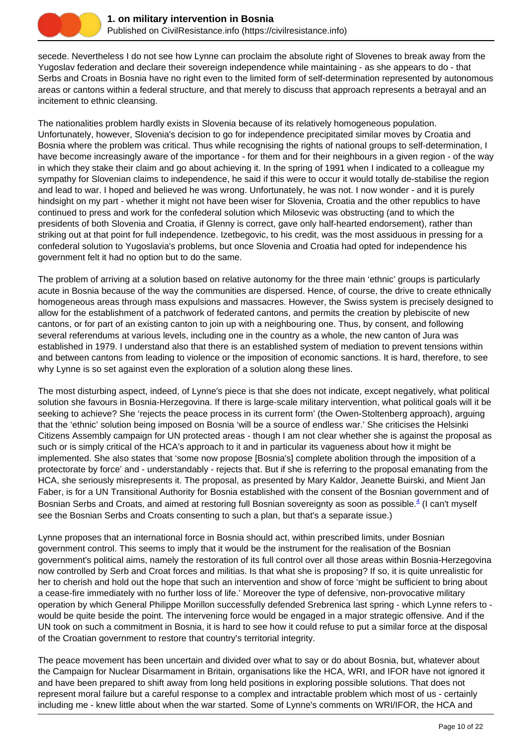secede. Nevertheless I do not see how Lynne can proclaim the absolute right of Slovenes to break away from the Yugoslav federation and declare their sovereign independence while maintaining - as she appears to do - that Serbs and Croats in Bosnia have no right even to the limited form of self-determination represented by autonomous areas or cantons within a federal structure, and that merely to discuss that approach represents a betrayal and an incitement to ethnic cleansing.

The nationalities problem hardly exists in Slovenia because of its relatively homogeneous population. Unfortunately, however, Slovenia's decision to go for independence precipitated similar moves by Croatia and Bosnia where the problem was critical. Thus while recognising the rights of national groups to self-determination, I have become increasingly aware of the importance - for them and for their neighbours in a given region - of the way in which they stake their claim and go about achieving it. In the spring of 1991 when I indicated to a colleague my sympathy for Slovenian claims to independence, he said if this were to occur it would totally de-stabilise the region and lead to war. I hoped and believed he was wrong. Unfortunately, he was not. I now wonder - and it is purely hindsight on my part - whether it might not have been wiser for Slovenia, Croatia and the other republics to have continued to press and work for the confederal solution which Milosevic was obstructing (and to which the presidents of both Slovenia and Croatia, if Glenny is correct, gave only half-hearted endorsement), rather than striking out at that point for full independence. Izetbegovic, to his credit, was the most assiduous in pressing for a confederal solution to Yugoslavia's problems, but once Slovenia and Croatia had opted for independence his government felt it had no option but to do the same.

The problem of arriving at a solution based on relative autonomy for the three main 'ethnic' groups is particularly acute in Bosnia because of the way the communities are dispersed. Hence, of course, the drive to create ethnically homogeneous areas through mass expulsions and massacres. However, the Swiss system is precisely designed to allow for the establishment of a patchwork of federated cantons, and permits the creation by plebiscite of new cantons, or for part of an existing canton to join up with a neighbouring one. Thus, by consent, and following several referendums at various levels, including one in the country as a whole, the new canton of Jura was established in 1979. I understand also that there is an established system of mediation to prevent tensions within and between cantons from leading to violence or the imposition of economic sanctions. It is hard, therefore, to see why Lynne is so set against even the exploration of a solution along these lines.

The most disturbing aspect, indeed, of Lynne's piece is that she does not indicate, except negatively, what political solution she favours in Bosnia-Herzegovina. If there is large-scale military intervention, what political goals will it be seeking to achieve? She 'rejects the peace process in its current form' (the Owen-Stoltenberg approach), arguing that the 'ethnic' solution being imposed on Bosnia 'will be a source of endless war.' She criticises the Helsinki Citizens Assembly campaign for UN protected areas - though I am not clear whether she is against the proposal as such or is simply critical of the HCA's approach to it and in particular its vagueness about how it might be implemented. She also states that 'some now propose [Bosnia's] complete abolition through the imposition of a protectorate by force' and - understandably - rejects that. But if she is referring to the proposal emanating from the HCA, she seriously misrepresents it. The proposal, as presented by Mary Kaldor, Jeanette Buirski, and Mient Jan Faber, is for a UN Transitional Authority for Bosnia established with the consent of the Bosnian government and of Bosnian Serbs and Croats, and aimed at restoring full Bosnian sovereignty as soon as possible.[4] (I can't myself see the Bosnian Serbs and Croats consenting to such a plan, but that's a separate issue.)

Lynne proposes that an international force in Bosnia should act, within prescribed limits, under Bosnian government control. This seems to imply that it would be the instrument for the realisation of the Bosnian government's political aims, namely the restoration of its full control over all those areas within Bosnia-Herzegovina now controlled by Serb and Croat forces and militias. Is that what she is proposing? If so, it is quite unrealistic for her to cherish and hold out the hope that such an intervention and show of force 'might be sufficient to bring about a cease-fire immediately with no further loss of life.' Moreover the type of defensive, non-provocative military operation by which General Philippe Morillon successfully defended Srebrenica last spring - which Lynne refers to - would be quite beside the point. The intervening force would be engaged in a major strategic offensive. And if the UN took on such a commitment in Bosnia, it is hard to see how it could refuse to put a similar force at the disposal of the Croatian government to restore that country's territorial integrity.

The peace movement has been uncertain and divided over what to say or do about Bosnia, but, whatever about the Campaign for Nuclear Disarmament in Britain, organisations like the HCA, WRI, and IFOR have not ignored it and have been prepared to shift away from long held positions in exploring possible solutions. That does not represent moral failure but a careful response to a complex and intractable problem which most of us - certainly including me - knew little about when the war started. Some of Lynne's comments on WRI/IFOR, the HCA and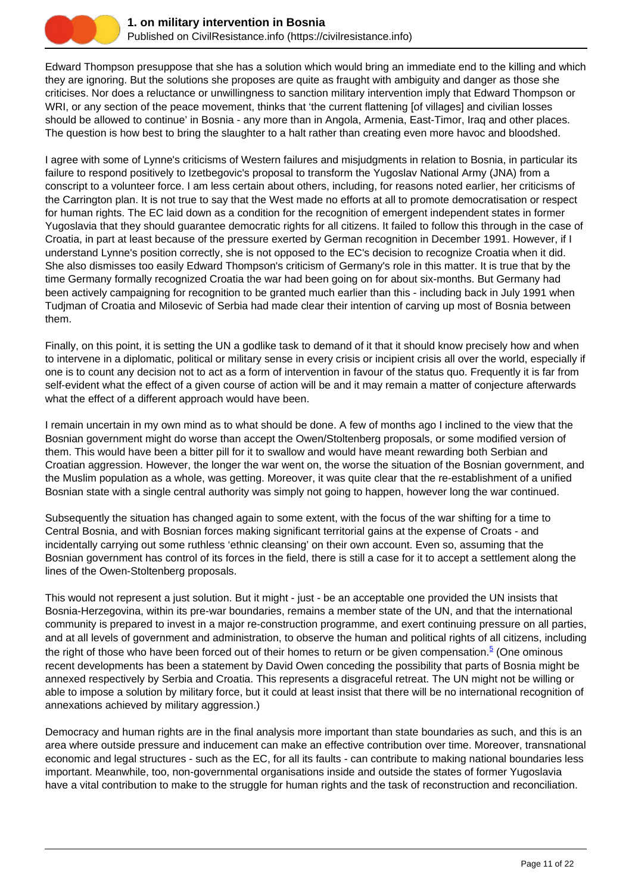Edward Thompson presuppose that she has a solution which would bring an immediate end to the killing and which they are ignoring. But the solutions she proposes are quite as fraught with ambiguity and danger as those she criticises. Nor does a reluctance or unwillingness to sanction military intervention imply that Edward Thompson or WRI, or any section of the peace movement, thinks that 'the current flattening [of villages] and civilian losses should be allowed to continue' in Bosnia - any more than in Angola, Armenia, East-Timor, Iraq and other places. The question is how best to bring the slaughter to a halt rather than creating even more havoc and bloodshed.

I agree with some of Lynne's criticisms of Western failures and misjudgments in relation to Bosnia, in particular its failure to respond positively to Izetbegovic's proposal to transform the Yugoslav National Army (JNA) from a conscript to a volunteer force. I am less certain about others, including, for reasons noted earlier, her criticisms of the Carrington plan. It is not true to say that the West made no efforts at all to promote democratisation or respect for human rights. The EC laid down as a condition for the recognition of emergent independent states in former Yugoslavia that they should guarantee democratic rights for all citizens. It failed to follow this through in the case of Croatia, in part at least because of the pressure exerted by German recognition in December 1991. However, if I understand Lynne's position correctly, she is not opposed to the EC's decision to recognize Croatia when it did. She also dismisses too easily Edward Thompson's criticism of Germany's role in this matter. It is true that by the time Germany formally recognized Croatia the war had been going on for about six-months. But Germany had been actively campaigning for recognition to be granted much earlier than this - including back in July 1991 when Tudjman of Croatia and Milosevic of Serbia had made clear their intention of carving up most of Bosnia between them.

Finally, on this point, it is setting the UN a godlike task to demand of it that it should know precisely how and when to intervene in a diplomatic, political or military sense in every crisis or incipient crisis all over the world, especially if one is to count any decision not to act as a form of intervention in favour of the status quo. Frequently it is far from self-evident what the effect of a given course of action will be and it may remain a matter of conjecture afterwards what the effect of a different approach would have been.

I remain uncertain in my own mind as to what should be done. A few of months ago I inclined to the view that the Bosnian government might do worse than accept the Owen/Stoltenberg proposals, or some modified version of them. This would have been a bitter pill for it to swallow and would have meant rewarding both Serbian and Croatian aggression. However, the longer the war went on, the worse the situation of the Bosnian government, and the Muslim population as a whole, was getting. Moreover, it was quite clear that the re-establishment of a unified Bosnian state with a single central authority was simply not going to happen, however long the war continued.

Subsequently the situation has changed again to some extent, with the focus of the war shifting for a time to Central Bosnia, and with Bosnian forces making significant territorial gains at the expense of Croats - and incidentally carrying out some ruthless 'ethnic cleansing' on their own account. Even so, assuming that the Bosnian government has control of its forces in the field, there is still a case for it to accept a settlement along the lines of the Owen-Stoltenberg proposals.

This would not represent a just solution. But it might - just - be an acceptable one provided the UN insists that Bosnia-Herzegovina, within its pre-war boundaries, remains a member state of the UN, and that the international community is prepared to invest in a major re-construction programme, and exert continuing pressure on all parties, and at all levels of government and administration, to observe the human and political rights of all citizens, including the right of those who have been forced out of their homes to return or be given compensation.[5] (One ominous recent developments has been a statement by David Owen conceding the possibility that parts of Bosnia might be annexed respectively by Serbia and Croatia. This represents a disgraceful retreat. The UN might not be willing or able to impose a solution by military force, but it could at least insist that there will be no international recognition of annexations achieved by military aggression.)

Democracy and human rights are in the final analysis more important than state boundaries as such, and this is an area where outside pressure and inducement can make an effective contribution over time. Moreover, transnational economic and legal structures - such as the EC, for all its faults - can contribute to making national boundaries less important. Meanwhile, too, non-governmental organisations inside and outside the states of former Yugoslavia have a vital contribution to make to the struggle for human rights and the task of reconstruction and reconciliation.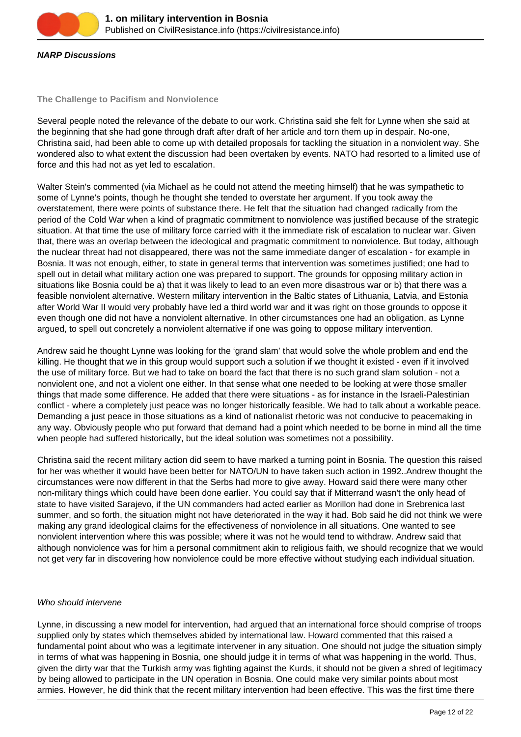**NARP Discussions**

**The Challenge to Pacifism and Nonviolence**

Several people noted the relevance of the debate to our work. Christina said she felt for Lynne when she said at the beginning that she had gone through draft after draft of her article and torn them up in despair. No-one, Christina said, had been able to come up with detailed proposals for tackling the situation in a nonviolent way. She wondered also to what extent the discussion had been overtaken by events. NATO had resorted to a limited use of force and this had not as yet led to escalation.

Walter Stein's commented (via Michael as he could not attend the meeting himself) that he was sympathetic to some of Lynne's points, though he thought she tended to overstate her argument. If you took away the overstatement, there were points of substance there. He felt that the situation had changed radically from the period of the Cold War when a kind of pragmatic commitment to nonviolence was justified because of the strategic situation. At that time the use of military force carried with it the immediate risk of escalation to nuclear war. Given that, there was an overlap between the ideological and pragmatic commitment to nonviolence. But today, although the nuclear threat had not disappeared, there was not the same immediate danger of escalation - for example in Bosnia. It was not enough, either, to state in general terms that intervention was sometimes justified; one had to spell out in detail what military action one was prepared to support. The grounds for opposing military action in situations like Bosnia could be a) that it was likely to lead to an even more disastrous war or b) that there was a feasible nonviolent alternative. Western military intervention in the Baltic states of Lithuania, Latvia, and Estonia after World War II would very probably have led a third world war and it was right on those grounds to oppose it even though one did not have a nonviolent alternative. In other circumstances one had an obligation, as Lynne argued, to spell out concretely a nonviolent alternative if one was going to oppose military intervention.

Andrew said he thought Lynne was looking for the 'grand slam' that would solve the whole problem and end the killing. He thought that we in this group would support such a solution if we thought it existed - even if it involved the use of military force. But we had to take on board the fact that there is no such grand slam solution - not a nonviolent one, and not a violent one either. In that sense what one needed to be looking at were those smaller things that made some difference. He added that there were situations - as for instance in the Israeli-Palestinian conflict - where a completely just peace was no longer historically feasible. We had to talk about a workable peace. Demanding a just peace in those situations as a kind of nationalist rhetoric was not conducive to peacemaking in any way. Obviously people who put forward that demand had a point which needed to be borne in mind all the time when people had suffered historically, but the ideal solution was sometimes not a possibility.

Christina said the recent military action did seem to have marked a turning point in Bosnia. The question this raised for her was whether it would have been better for NATO/UN to have taken such action in 1992..Andrew thought the circumstances were now different in that the Serbs had more to give away. Howard said there were many other non-military things which could have been done earlier. You could say that if Mitterrand wasn't the only head of state to have visited Sarajevo, if the UN commanders had acted earlier as Morillon had done in Srebrenica last summer, and so forth, the situation might not have deteriorated in the way it had. Bob said he did not think we were making any grand ideological claims for the effectiveness of nonviolence in all situations. One wanted to see nonviolent intervention where this was possible; where it was not he would tend to withdraw. Andrew said that although nonviolence was for him a personal commitment akin to religious faith, we should recognize that we would not get very far in discovering how nonviolence could be more effective without studying each individual situation.

*Who should intervene*

Lynne, in discussing a new model for intervention, had argued that an international force should comprise of troops supplied only by states which themselves abided by international law. Howard commented that this raised a fundamental point about who was a legitimate intervener in any situation. One should not judge the situation simply in terms of what was happening in Bosnia, one should judge it in terms of what was happening in the world. Thus, given the dirty war that the Turkish army was fighting against the Kurds, it should not be given a shred of legitimacy by being allowed to participate in the UN operation in Bosnia. One could make very similar points about most armies. However, he did think that the recent military intervention had been effective. This was the first time there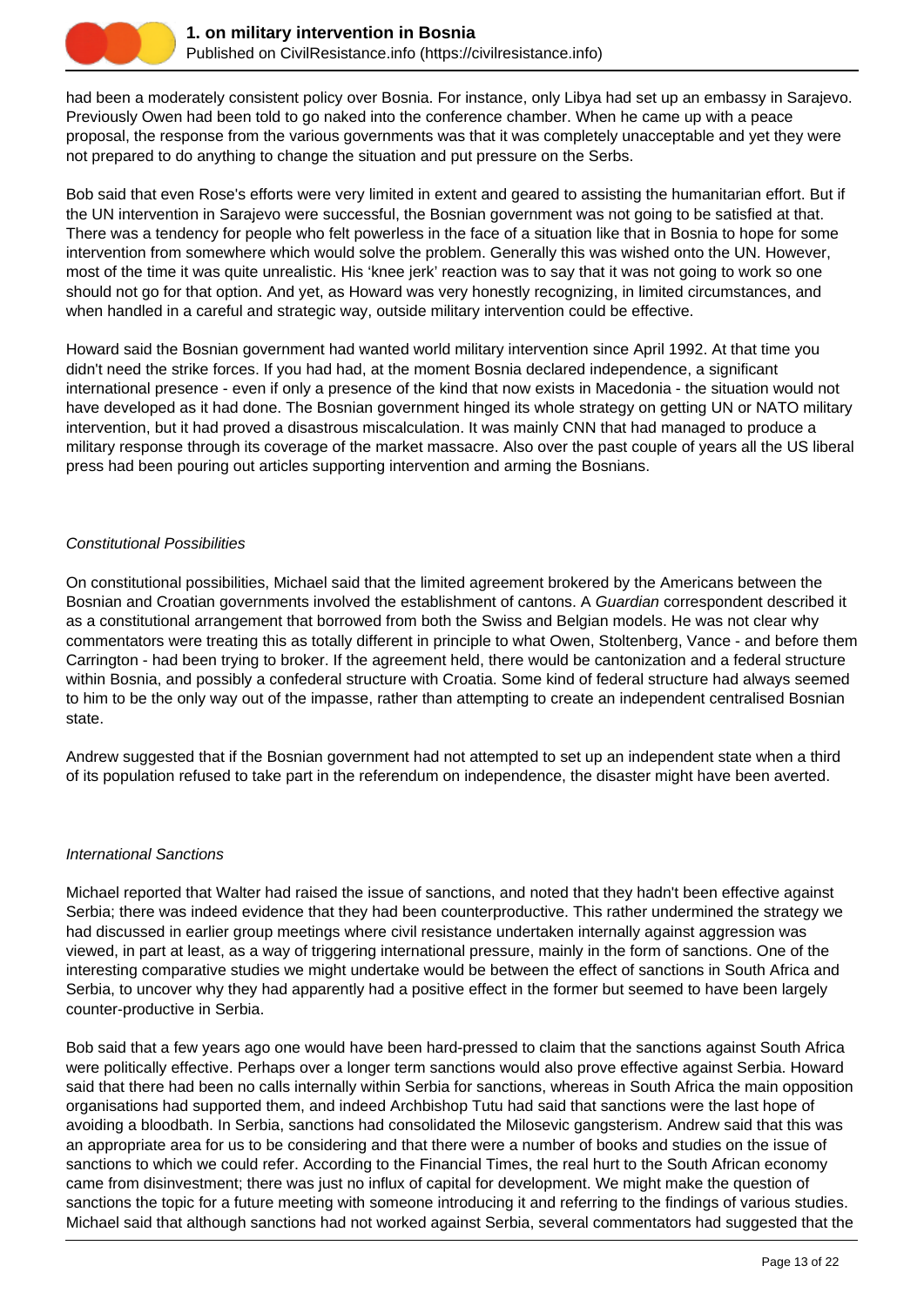had been a moderately consistent policy over Bosnia. For instance, only Libya had set up an embassy in Sarajevo. Previously Owen had been told to go naked into the conference chamber. When he came up with a peace proposal, the response from the various governments was that it was completely unacceptable and yet they were not prepared to do anything to change the situation and put pressure on the Serbs.

Bob said that even Rose's efforts were very limited in extent and geared to assisting the humanitarian effort. But if the UN intervention in Sarajevo were successful, the Bosnian government was not going to be satisfied at that. There was a tendency for people who felt powerless in the face of a situation like that in Bosnia to hope for some intervention from somewhere which would solve the problem. Generally this was wished onto the UN. However, most of the time it was quite unrealistic. His 'knee jerk' reaction was to say that it was not going to work so one should not go for that option. And yet, as Howard was very honestly recognizing, in limited circumstances, and when handled in a careful and strategic way, outside military intervention could be effective.

Howard said the Bosnian government had wanted world military intervention since April 1992. At that time you didn't need the strike forces. If you had had, at the moment Bosnia declared independence, a significant international presence - even if only a presence of the kind that now exists in Macedonia - the situation would not have developed as it had done. The Bosnian government hinged its whole strategy on getting UN or NATO military intervention, but it had proved a disastrous miscalculation. It was mainly CNN that had managed to produce a military response through its coverage of the market massacre. Also over the past couple of years all the US liberal press had been pouring out articles supporting intervention and arming the Bosnians.

*Constitutional Possibilities*

On constitutional possibilities, Michael said that the limited agreement brokered by the Americans between the Bosnian and Croatian governments involved the establishment of cantons. A *Guardian* correspondent described it as a constitutional arrangement that borrowed from both the Swiss and Belgian models. He was not clear why commentators were treating this as totally different in principle to what Owen, Stoltenberg, Vance - and before them Carrington - had been trying to broker. If the agreement held, there would be cantonization and a federal structure within Bosnia, and possibly a confederal structure with Croatia. Some kind of federal structure had always seemed to him to be the only way out of the impasse, rather than attempting to create an independent centralised Bosnian state.

Andrew suggested that if the Bosnian government had not attempted to set up an independent state when a third of its population refused to take part in the referendum on independence, the disaster might have been averted.

*International Sanctions*

Michael reported that Walter had raised the issue of sanctions, and noted that they hadn't been effective against Serbia; there was indeed evidence that they had been counterproductive. This rather undermined the strategy we had discussed in earlier group meetings where civil resistance undertaken internally against aggression was viewed, in part at least, as a way of triggering international pressure, mainly in the form of sanctions. One of the interesting comparative studies we might undertake would be between the effect of sanctions in South Africa and Serbia, to uncover why they had apparently had a positive effect in the former but seemed to have been largely counter-productive in Serbia.

Bob said that a few years ago one would have been hard-pressed to claim that the sanctions against South Africa were politically effective. Perhaps over a longer term sanctions would also prove effective against Serbia. Howard said that there had been no calls internally within Serbia for sanctions, whereas in South Africa the main opposition organisations had supported them, and indeed Archbishop Tutu had said that sanctions were the last hope of avoiding a bloodbath. In Serbia, sanctions had consolidated the Milosevic gangsterism. Andrew said that this was an appropriate area for us to be considering and that there were a number of books and studies on the issue of sanctions to which we could refer. According to the Financial Times, the real hurt to the South African economy came from disinvestment; there was just no influx of capital for development. We might make the question of sanctions the topic for a future meeting with someone introducing it and referring to the findings of various studies. Michael said that although sanctions had not worked against Serbia, several commentators had suggested that the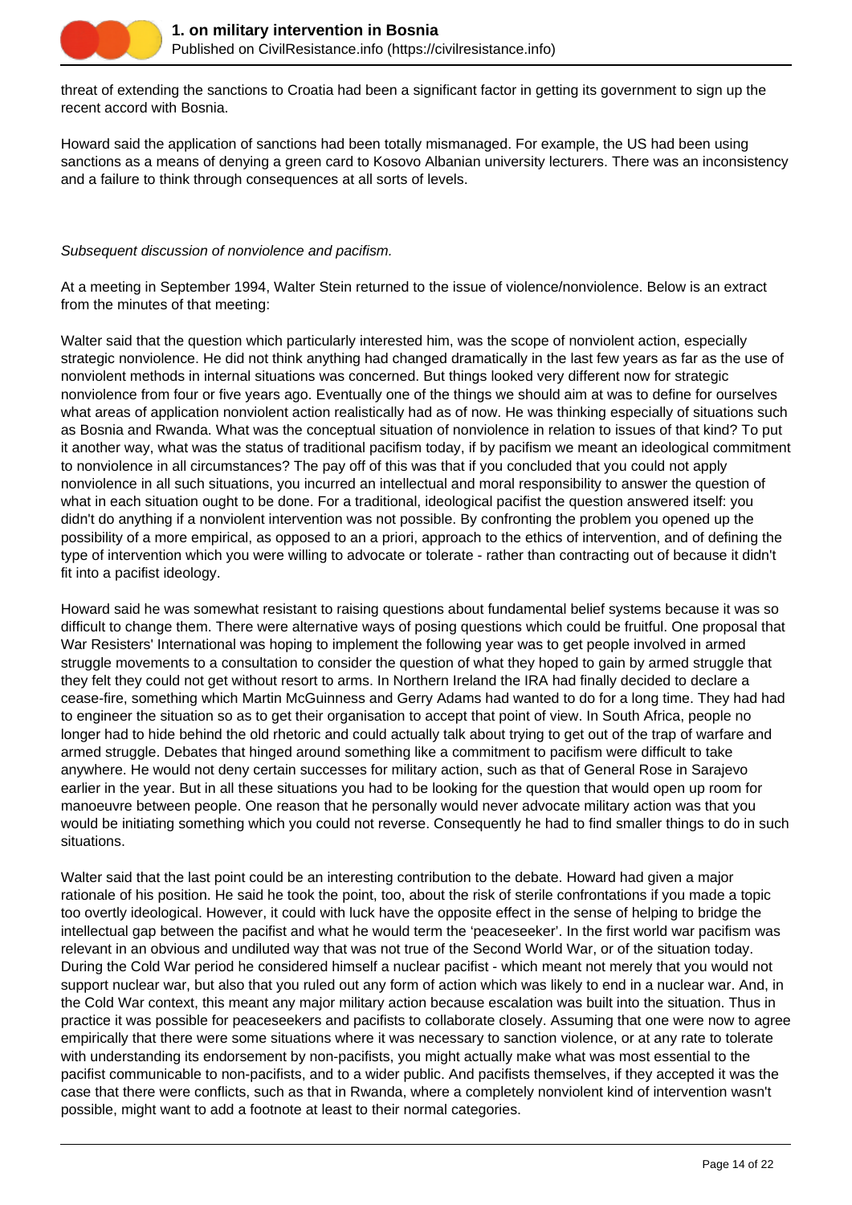threat of extending the sanctions to Croatia had been a significant factor in getting its government to sign up the recent accord with Bosnia.

Howard said the application of sanctions had been totally mismanaged. For example, the US had been using sanctions as a means of denying a green card to Kosovo Albanian university lecturers. There was an inconsistency and a failure to think through consequences at all sorts of levels.

*Subsequent discussion of nonviolence and pacifism.*

At a meeting in September 1994, Walter Stein returned to the issue of violence/nonviolence. Below is an extract from the minutes of that meeting:

Walter said that the question which particularly interested him, was the scope of nonviolent action, especially strategic nonviolence. He did not think anything had changed dramatically in the last few years as far as the use of nonviolent methods in internal situations was concerned. But things looked very different now for strategic nonviolence from four or five years ago. Eventually one of the things we should aim at was to define for ourselves what areas of application nonviolent action realistically had as of now. He was thinking especially of situations such as Bosnia and Rwanda. What was the conceptual situation of nonviolence in relation to issues of that kind? To put it another way, what was the status of traditional pacifism today, if by pacifism we meant an ideological commitment to nonviolence in all circumstances? The pay off of this was that if you concluded that you could not apply nonviolence in all such situations, you incurred an intellectual and moral responsibility to answer the question of what in each situation ought to be done. For a traditional, ideological pacifist the question answered itself: you didn't do anything if a nonviolent intervention was not possible. By confronting the problem you opened up the possibility of a more empirical, as opposed to an a priori, approach to the ethics of intervention, and of defining the type of intervention which you were willing to advocate or tolerate - rather than contracting out of because it didn't fit into a pacifist ideology.

Howard said he was somewhat resistant to raising questions about fundamental belief systems because it was so difficult to change them. There were alternative ways of posing questions which could be fruitful. One proposal that War Resisters' International was hoping to implement the following year was to get people involved in armed struggle movements to a consultation to consider the question of what they hoped to gain by armed struggle that they felt they could not get without resort to arms. In Northern Ireland the IRA had finally decided to declare a cease-fire, something which Martin McGuinness and Gerry Adams had wanted to do for a long time. They had had to engineer the situation so as to get their organisation to accept that point of view. In South Africa, people no longer had to hide behind the old rhetoric and could actually talk about trying to get out of the trap of warfare and armed struggle. Debates that hinged around something like a commitment to pacifism were difficult to take anywhere. He would not deny certain successes for military action, such as that of General Rose in Sarajevo earlier in the year. But in all these situations you had to be looking for the question that would open up room for manoeuvre between people. One reason that he personally would never advocate military action was that you would be initiating something which you could not reverse. Consequently he had to find smaller things to do in such situations.

Walter said that the last point could be an interesting contribution to the debate. Howard had given a major rationale of his position. He said he took the point, too, about the risk of sterile confrontations if you made a topic too overtly ideological. However, it could with luck have the opposite effect in the sense of helping to bridge the intellectual gap between the pacifist and what he would term the 'peaceseeker'. In the first world war pacifism was relevant in an obvious and undiluted way that was not true of the Second World War, or of the situation today. During the Cold War period he considered himself a nuclear pacifist - which meant not merely that you would not support nuclear war, but also that you ruled out any form of action which was likely to end in a nuclear war. And, in the Cold War context, this meant any major military action because escalation was built into the situation. Thus in practice it was possible for peaceseekers and pacifists to collaborate closely. Assuming that one were now to agree empirically that there were some situations where it was necessary to sanction violence, or at any rate to tolerate with understanding its endorsement by non-pacifists, you might actually make what was most essential to the pacifist communicable to non-pacifists, and to a wider public. And pacifists themselves, if they accepted it was the case that there were conflicts, such as that in Rwanda, where a completely nonviolent kind of intervention wasn't possible, might want to add a footnote at least to their normal categories.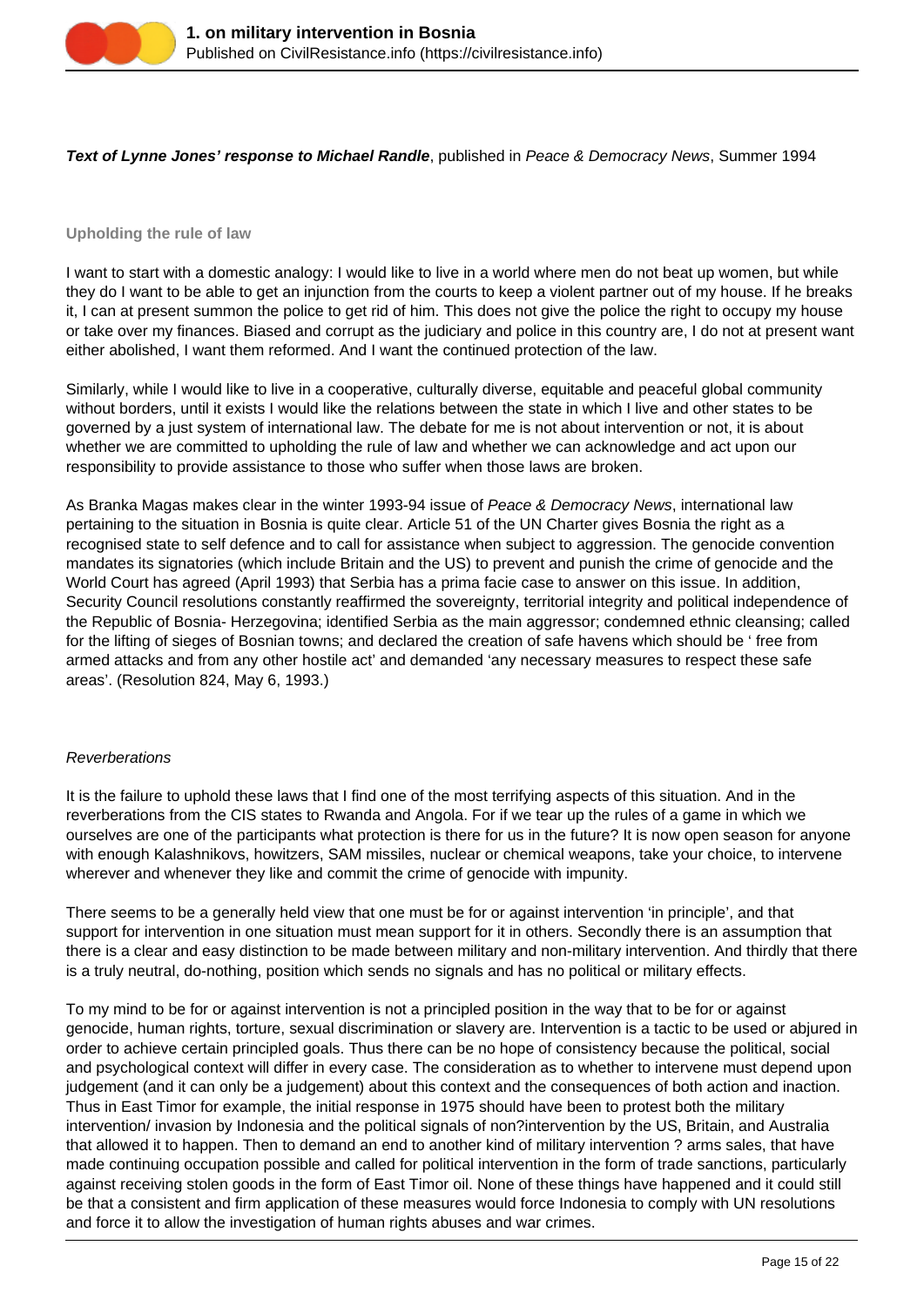**_Text of Lynne Jones' response to Michael Randle_**, published in *Peace & Democracy News*, Summer 1994

**Upholding the rule of law**

I want to start with a domestic analogy: I would like to live in a world where men do not beat up women, but while they do I want to be able to get an injunction from the courts to keep a violent partner out of my house. If he breaks it, I can at present summon the police to get rid of him. This does not give the police the right to occupy my house or take over my finances. Biased and corrupt as the judiciary and police in this country are, I do not at present want either abolished, I want them reformed. And I want the continued protection of the law.

Similarly, while I would like to live in a cooperative, culturally diverse, equitable and peaceful global community without borders, until it exists I would like the relations between the state in which I live and other states to be governed by a just system of international law. The debate for me is not about intervention or not, it is about whether we are committed to upholding the rule of law and whether we can acknowledge and act upon our responsibility to provide assistance to those who suffer when those laws are broken.

As Branka Magas makes clear in the winter 1993-94 issue of *Peace & Democracy News*, international law pertaining to the situation in Bosnia is quite clear. Article 51 of the UN Charter gives Bosnia the right as a recognised state to self defence and to call for assistance when subject to aggression. The genocide convention mandates its signatories (which include Britain and the US) to prevent and punish the crime of genocide and the World Court has agreed (April 1993) that Serbia has a prima facie case to answer on this issue. In addition, Security Council resolutions constantly reaffirmed the sovereignty, territorial integrity and political independence of the Republic of Bosnia- Herzegovina; identified Serbia as the main aggressor; condemned ethnic cleansing; called for the lifting of sieges of Bosnian towns; and declared the creation of safe havens which should be ' free from armed attacks and from any other hostile act' and demanded 'any necessary measures to respect these safe areas'. (Resolution 824, May 6, 1993.)

*Reverberations*

It is the failure to uphold these laws that I find one of the most terrifying aspects of this situation. And in the reverberations from the CIS states to Rwanda and Angola. For if we tear up the rules of a game in which we ourselves are one of the participants what protection is there for us in the future? It is now open season for anyone with enough Kalashnikovs, howitzers, SAM missiles, nuclear or chemical weapons, take your choice, to intervene wherever and whenever they like and commit the crime of genocide with impunity.

There seems to be a generally held view that one must be for or against intervention 'in principle', and that support for intervention in one situation must mean support for it in others. Secondly there is an assumption that there is a clear and easy distinction to be made between military and non-military intervention. And thirdly that there is a truly neutral, do-nothing, position which sends no signals and has no political or military effects.

To my mind to be for or against intervention is not a principled position in the way that to be for or against genocide, human rights, torture, sexual discrimination or slavery are. Intervention is a tactic to be used or abjured in order to achieve certain principled goals. Thus there can be no hope of consistency because the political, social and psychological context will differ in every case. The consideration as to whether to intervene must depend upon judgement (and it can only be a judgement) about this context and the consequences of both action and inaction. Thus in East Timor for example, the initial response in 1975 should have been to protest both the military intervention/ invasion by Indonesia and the political signals of non?intervention by the US, Britain, and Australia that allowed it to happen. Then to demand an end to another kind of military intervention ? arms sales, that have made continuing occupation possible and called for political intervention in the form of trade sanctions, particularly against receiving stolen goods in the form of East Timor oil. None of these things have happened and it could still be that a consistent and firm application of these measures would force Indonesia to comply with UN resolutions and force it to allow the investigation of human rights abuses and war crimes.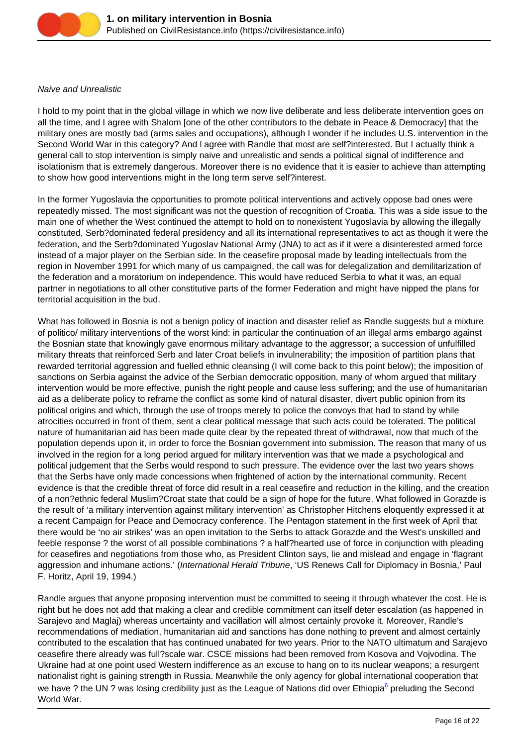*Naive and Unrealistic*

I hold to my point that in the global village in which we now live deliberate and less deliberate intervention goes on all the time, and I agree with Shalom [one of the other contributors to the debate in Peace & Democracy] that the military ones are mostly bad (arms sales and occupations), although I wonder if he includes U.S. intervention in the Second World War in this category? And I agree with Randle that most are self?interested. But I actually think a general call to stop intervention is simply naive and unrealistic and sends a political signal of indifference and isolationism that is extremely dangerous. Moreover there is no evidence that it is easier to achieve than attempting to show how good interventions might in the long term serve self?interest.

In the former Yugoslavia the opportunities to promote political interventions and actively oppose bad ones were repeatedly missed. The most significant was not the question of recognition of Croatia. This was a side issue to the main one of whether the West continued the attempt to hold on to nonexistent Yugoslavia by allowing the illegally constituted, Serb?dominated federal presidency and all its international representatives to act as though it were the federation, and the Serb?dominated Yugoslav National Army (JNA) to act as if it were a disinterested armed force instead of a major player on the Serbian side. In the ceasefire proposal made by leading intellectuals from the region in November 1991 for which many of us campaigned, the call was for delegalization and demilitarization of the federation and a moratorium on independence. This would have reduced Serbia to what it was, an equal partner in negotiations to all other constitutive parts of the former Federation and might have nipped the plans for territorial acquisition in the bud.

What has followed in Bosnia is not a benign policy of inaction and disaster relief as Randle suggests but a mixture of politico/ military interventions of the worst kind: in particular the continuation of an illegal arms embargo against the Bosnian state that knowingly gave enormous military advantage to the aggressor; a succession of unfulfilled military threats that reinforced Serb and later Croat beliefs in invulnerability; the imposition of partition plans that rewarded territorial aggression and fuelled ethnic cleansing (I will come back to this point below); the imposition of sanctions on Serbia against the advice of the Serbian democratic opposition, many of whom argued that military intervention would be more effective, punish the right people and cause less suffering; and the use of humanitarian aid as a deliberate policy to reframe the conflict as some kind of natural disaster, divert public opinion from its political origins and which, through the use of troops merely to police the convoys that had to stand by while atrocities occurred in front of them, sent a clear political message that such acts could be tolerated. The political nature of humanitarian aid has been made quite clear by the repeated threat of withdrawal, now that much of the population depends upon it, in order to force the Bosnian government into submission. The reason that many of us involved in the region for a long period argued for military intervention was that we made a psychological and political judgement that the Serbs would respond to such pressure. The evidence over the last two years shows that the Serbs have only made concessions when frightened of action by the international community. Recent evidence is that the credible threat of force did result in a real ceasefire and reduction in the killing, and the creation of a non?ethnic federal Muslim?Croat state that could be a sign of hope for the future. What followed in Gorazde is the result of 'a military intervention against military intervention' as Christopher Hitchens eloquently expressed it at a recent Campaign for Peace and Democracy conference. The Pentagon statement in the first week of April that there would be 'no air strikes' was an open invitation to the Serbs to attack Gorazde and the West's unskilled and feeble response ? the worst of all possible combinations ? a half?hearted use of force in conjunction with pleading for ceasefires and negotiations from those who, as President Clinton says, lie and mislead and engage in 'flagrant aggression and inhumane actions.' (*International Herald Tribune*, 'US Renews Call for Diplomacy in Bosnia,' Paul F. Horitz, April 19, 1994.)

Randle argues that anyone proposing intervention must be committed to seeing it through whatever the cost. He is right but he does not add that making a clear and credible commitment can itself deter escalation (as happened in Sarajevo and Maglaj) whereas uncertainty and vacillation will almost certainly provoke it. Moreover, Randle's recommendations of mediation, humanitarian aid and sanctions has done nothing to prevent and almost certainly contributed to the escalation that has continued unabated for two years. Prior to the NATO ultimatum and Sarajevo ceasefire there already was full?scale war. CSCE missions had been removed from Kosova and Vojvodina. The Ukraine had at one point used Western indifference as an excuse to hang on to its nuclear weapons; a resurgent nationalist right is gaining strength in Russia. Meanwhile the only agency for global international cooperation that we have ? the UN ? was losing credibility just as the League of Nations did over Ethiopia[6] preluding the Second World War.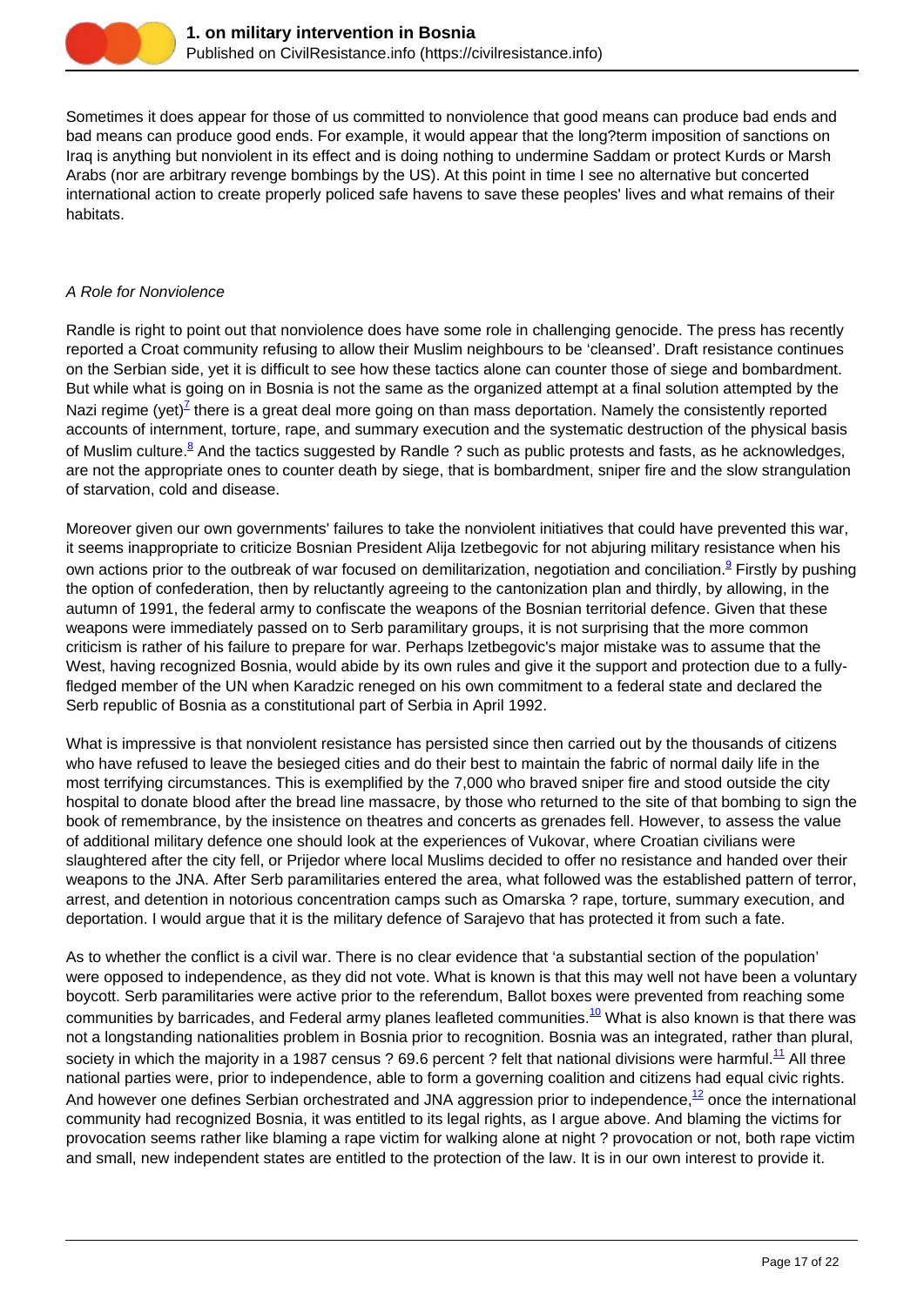Sometimes it does appear for those of us committed to nonviolence that good means can produce bad ends and bad means can produce good ends. For example, it would appear that the long?term imposition of sanctions on Iraq is anything but nonviolent in its effect and is doing nothing to undermine Saddam or protect Kurds or Marsh Arabs (nor are arbitrary revenge bombings by the US). At this point in time I see no alternative but concerted international action to create properly policed safe havens to save these peoples' lives and what remains of their habitats.

*A Role for Nonviolence*

Randle is right to point out that nonviolence does have some role in challenging genocide. The press has recently reported a Croat community refusing to allow their Muslim neighbours to be 'cleansed'. Draft resistance continues on the Serbian side, yet it is difficult to see how these tactics alone can counter those of siege and bombardment. But while what is going on in Bosnia is not the same as the organized attempt at a final solution attempted by the Nazi regime (yet)[7] there is a great deal more going on than mass deportation. Namely the consistently reported accounts of internment, torture, rape, and summary execution and the systematic destruction of the physical basis of Muslim culture.[8] And the tactics suggested by Randle ? such as public protests and fasts, as he acknowledges, are not the appropriate ones to counter death by siege, that is bombardment, sniper fire and the slow strangulation of starvation, cold and disease.

Moreover given our own governments' failures to take the nonviolent initiatives that could have prevented this war, it seems inappropriate to criticize Bosnian President Alija Izetbegovic for not abjuring military resistance when his own actions prior to the outbreak of war focused on demilitarization, negotiation and conciliation.[9] Firstly by pushing the option of confederation, then by reluctantly agreeing to the cantonization plan and thirdly, by allowing, in the autumn of 1991, the federal army to confiscate the weapons of the Bosnian territorial defence. Given that these weapons were immediately passed on to Serb paramilitary groups, it is not surprising that the more common criticism is rather of his failure to prepare for war. Perhaps Izetbegovic's major mistake was to assume that the West, having recognized Bosnia, would abide by its own rules and give it the support and protection due to a fully-fledged member of the UN when Karadzic reneged on his own commitment to a federal state and declared the Serb republic of Bosnia as a constitutional part of Serbia in April 1992.

What is impressive is that nonviolent resistance has persisted since then carried out by the thousands of citizens who have refused to leave the besieged cities and do their best to maintain the fabric of normal daily life in the most terrifying circumstances. This is exemplified by the 7,000 who braved sniper fire and stood outside the city hospital to donate blood after the bread line massacre, by those who returned to the site of that bombing to sign the book of remembrance, by the insistence on theatres and concerts as grenades fell. However, to assess the value of additional military defence one should look at the experiences of Vukovar, where Croatian civilians were slaughtered after the city fell, or Prijedor where local Muslims decided to offer no resistance and handed over their weapons to the JNA. After Serb paramilitaries entered the area, what followed was the established pattern of terror, arrest, and detention in notorious concentration camps such as Omarska ? rape, torture, summary execution, and deportation. I would argue that it is the military defence of Sarajevo that has protected it from such a fate.

As to whether the conflict is a civil war. There is no clear evidence that 'a substantial section of the population' were opposed to independence, as they did not vote. What is known is that this may well not have been a voluntary boycott. Serb paramilitaries were active prior to the referendum, Ballot boxes were prevented from reaching some communities by barricades, and Federal army planes leafleted communities.[10] What is also known is that there was not a longstanding nationalities problem in Bosnia prior to recognition. Bosnia was an integrated, rather than plural, society in which the majority in a 1987 census ? 69.6 percent ? felt that national divisions were harmful.[11] All three national parties were, prior to independence, able to form a governing coalition and citizens had equal civic rights. And however one defines Serbian orchestrated and JNA aggression prior to independence,[12] once the international community had recognized Bosnia, it was entitled to its legal rights, as I argue above. And blaming the victims for provocation seems rather like blaming a rape victim for walking alone at night ? provocation or not, both rape victim and small, new independent states are entitled to the protection of the law. It is in our own interest to provide it.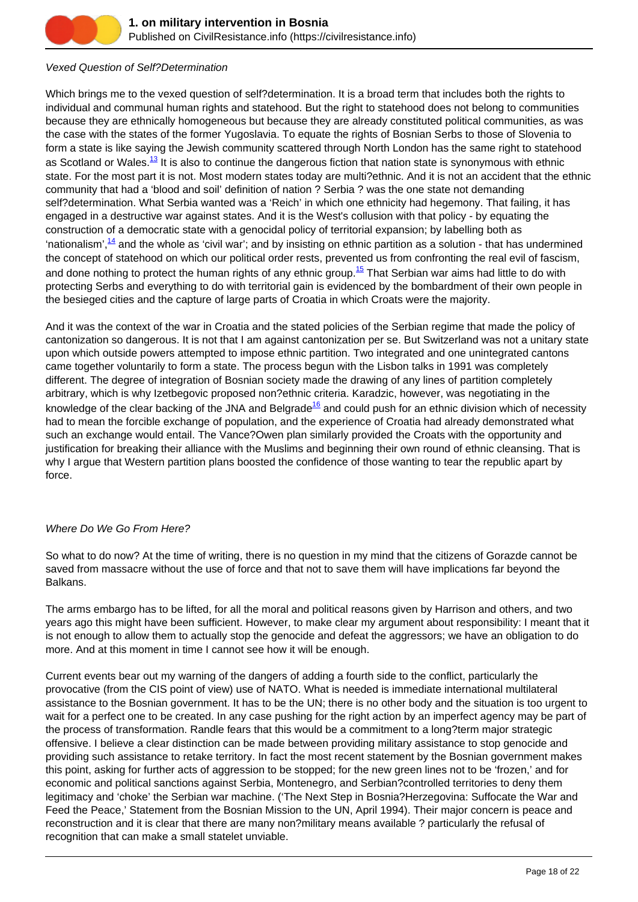*Vexed Question of Self?Determination*

Which brings me to the vexed question of self?determination. It is a broad term that includes both the rights to individual and communal human rights and statehood. But the right to statehood does not belong to communities because they are ethnically homogeneous but because they are already constituted political communities, as was the case with the states of the former Yugoslavia. To equate the rights of Bosnian Serbs to those of Slovenia to form a state is like saying the Jewish community scattered through North London has the same right to statehood as Scotland or Wales.[13] It is also to continue the dangerous fiction that nation state is synonymous with ethnic state. For the most part it is not. Most modern states today are multi?ethnic. And it is not an accident that the ethnic community that had a 'blood and soil' definition of nation ? Serbia ? was the one state not demanding self?determination. What Serbia wanted was a 'Reich' in which one ethnicity had hegemony. That failing, it has engaged in a destructive war against states. And it is the West's collusion with that policy - by equating the construction of a democratic state with a genocidal policy of territorial expansion; by labelling both as 'nationalism',[14] and the whole as 'civil war'; and by insisting on ethnic partition as a solution - that has undermined the concept of statehood on which our political order rests, prevented us from confronting the real evil of fascism, and done nothing to protect the human rights of any ethnic group.[15] That Serbian war aims had little to do with protecting Serbs and everything to do with territorial gain is evidenced by the bombardment of their own people in the besieged cities and the capture of large parts of Croatia in which Croats were the majority.

And it was the context of the war in Croatia and the stated policies of the Serbian regime that made the policy of cantonization so dangerous. It is not that I am against cantonization per se. But Switzerland was not a unitary state upon which outside powers attempted to impose ethnic partition. Two integrated and one unintegrated cantons came together voluntarily to form a state. The process begun with the Lisbon talks in 1991 was completely different. The degree of integration of Bosnian society made the drawing of any lines of partition completely arbitrary, which is why Izetbegovic proposed non?ethnic criteria. Karadzic, however, was negotiating in the knowledge of the clear backing of the JNA and Belgrade[16] and could push for an ethnic division which of necessity had to mean the forcible exchange of population, and the experience of Croatia had already demonstrated what such an exchange would entail. The Vance?Owen plan similarly provided the Croats with the opportunity and justification for breaking their alliance with the Muslims and beginning their own round of ethnic cleansing. That is why I argue that Western partition plans boosted the confidence of those wanting to tear the republic apart by force.

*Where Do We Go From Here?*

So what to do now? At the time of writing, there is no question in my mind that the citizens of Gorazde cannot be saved from massacre without the use of force and that not to save them will have implications far beyond the Balkans.

The arms embargo has to be lifted, for all the moral and political reasons given by Harrison and others, and two years ago this might have been sufficient. However, to make clear my argument about responsibility: I meant that it is not enough to allow them to actually stop the genocide and defeat the aggressors; we have an obligation to do more. And at this moment in time I cannot see how it will be enough.

Current events bear out my warning of the dangers of adding a fourth side to the conflict, particularly the provocative (from the CIS point of view) use of NATO. What is needed is immediate international multilateral assistance to the Bosnian government. It has to be the UN; there is no other body and the situation is too urgent to wait for a perfect one to be created. In any case pushing for the right action by an imperfect agency may be part of the process of transformation. Randle fears that this would be a commitment to a long?term major strategic offensive. I believe a clear distinction can be made between providing military assistance to stop genocide and providing such assistance to retake territory. In fact the most recent statement by the Bosnian government makes this point, asking for further acts of aggression to be stopped; for the new green lines not to be 'frozen,' and for economic and political sanctions against Serbia, Montenegro, and Serbian?controlled territories to deny them legitimacy and 'choke' the Serbian war machine. ('The Next Step in Bosnia?Herzegovina: Suffocate the War and Feed the Peace,' Statement from the Bosnian Mission to the UN, April 1994). Their major concern is peace and reconstruction and it is clear that there are many non?military means available ? particularly the refusal of recognition that can make a small statelet unviable.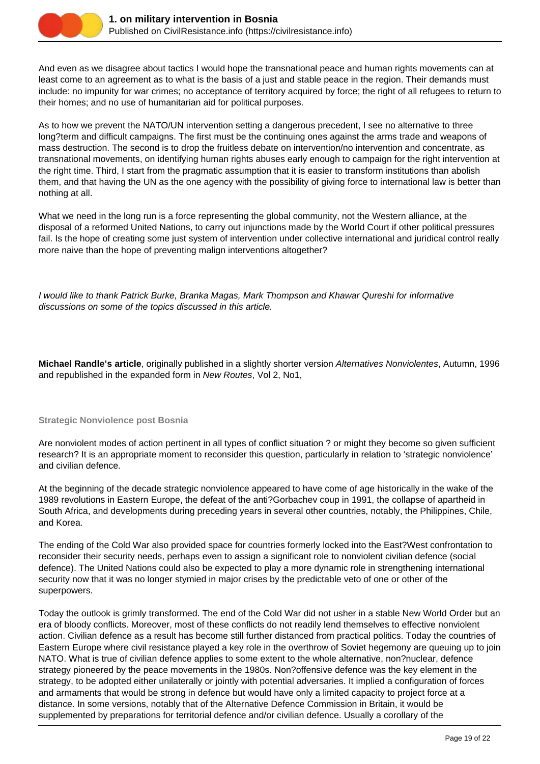And even as we disagree about tactics I would hope the transnational peace and human rights movements can at least come to an agreement as to what is the basis of a just and stable peace in the region. Their demands must include: no impunity for war crimes; no acceptance of territory acquired by force; the right of all refugees to return to their homes; and no use of humanitarian aid for political purposes.

As to how we prevent the NATO/UN intervention setting a dangerous precedent, I see no alternative to three long?term and difficult campaigns. The first must be the continuing ones against the arms trade and weapons of mass destruction. The second is to drop the fruitless debate on intervention/no intervention and concentrate, as transnational movements, on identifying human rights abuses early enough to campaign for the right intervention at the right time. Third, I start from the pragmatic assumption that it is easier to transform institutions than abolish them, and that having the UN as the one agency with the possibility of giving force to international law is better than nothing at all.

What we need in the long run is a force representing the global community, not the Western alliance, at the disposal of a reformed United Nations, to carry out injunctions made by the World Court if other political pressures fail. Is the hope of creating some just system of intervention under collective international and juridical control really more naive than the hope of preventing malign interventions altogether?

*I would like to thank Patrick Burke, Branka Magas, Mark Thompson and Khawar Qureshi for informative discussions on some of the topics discussed in this article.*

**Michael Randle's article**, originally published in a slightly shorter version *Alternatives Nonviolentes*, Autumn, 1996 and republished in the expanded form in *New Routes*, Vol 2, No1,

### Strategic Nonviolence post Bosnia

Are nonviolent modes of action pertinent in all types of conflict situation ? or might they become so given sufficient research? It is an appropriate moment to reconsider this question, particularly in relation to 'strategic nonviolence' and civilian defence.

At the beginning of the decade strategic nonviolence appeared to have come of age historically in the wake of the 1989 revolutions in Eastern Europe, the defeat of the anti?Gorbachev coup in 1991, the collapse of apartheid in South Africa, and developments during preceding years in several other countries, notably, the Philippines, Chile, and Korea.

The ending of the Cold War also provided space for countries formerly locked into the East?West confrontation to reconsider their security needs, perhaps even to assign a significant role to nonviolent civilian defence (social defence). The United Nations could also be expected to play a more dynamic role in strengthening international security now that it was no longer stymied in major crises by the predictable veto of one or other of the superpowers.

Today the outlook is grimly transformed. The end of the Cold War did not usher in a stable New World Order but an era of bloody conflicts. Moreover, most of these conflicts do not readily lend themselves to effective nonviolent action. Civilian defence as a result has become still further distanced from practical politics. Today the countries of Eastern Europe where civil resistance played a key role in the overthrow of Soviet hegemony are queuing up to join NATO. What is true of civilian defence applies to some extent to the whole alternative, non?nuclear, defence strategy pioneered by the peace movements in the 1980s. Non?offensive defence was the key element in the strategy, to be adopted either unilaterally or jointly with potential adversaries. It implied a configuration of forces and armaments that would be strong in defence but would have only a limited capacity to project force at a distance. In some versions, notably that of the Alternative Defence Commission in Britain, it would be supplemented by preparations for territorial defence and/or civilian defence. Usually a corollary of the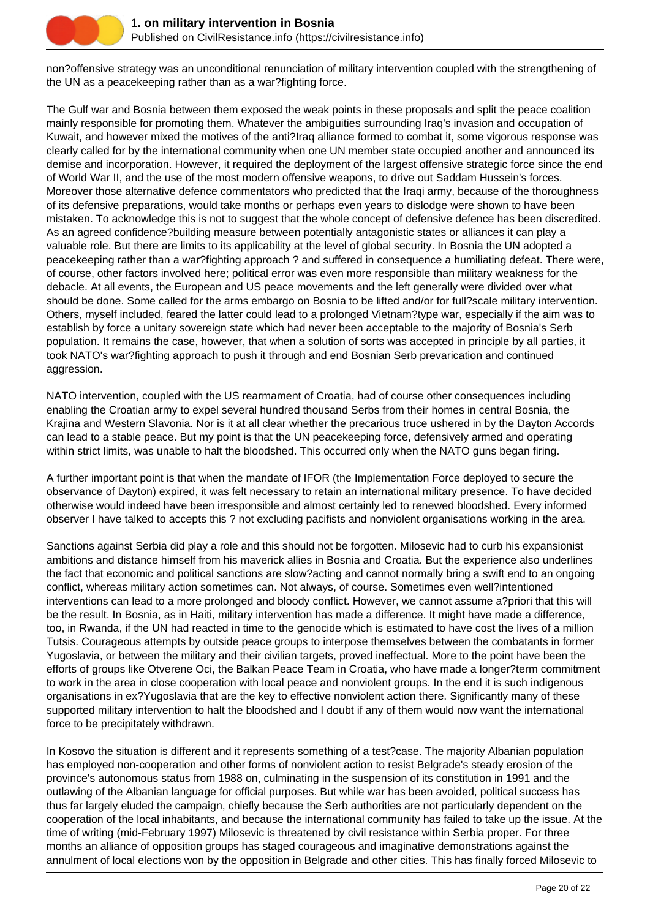non?offensive strategy was an unconditional renunciation of military intervention coupled with the strengthening of the UN as a peacekeeping rather than as a war?fighting force.

The Gulf war and Bosnia between them exposed the weak points in these proposals and split the peace coalition mainly responsible for promoting them. Whatever the ambiguities surrounding Iraq's invasion and occupation of Kuwait, and however mixed the motives of the anti?Iraq alliance formed to combat it, some vigorous response was clearly called for by the international community when one UN member state occupied another and announced its demise and incorporation. However, it required the deployment of the largest offensive strategic force since the end of World War II, and the use of the most modern offensive weapons, to drive out Saddam Hussein's forces. Moreover those alternative defence commentators who predicted that the Iraqi army, because of the thoroughness of its defensive preparations, would take months or perhaps even years to dislodge were shown to have been mistaken. To acknowledge this is not to suggest that the whole concept of defensive defence has been discredited. As an agreed confidence?building measure between potentially antagonistic states or alliances it can play a valuable role. But there are limits to its applicability at the level of global security. In Bosnia the UN adopted a peacekeeping rather than a war?fighting approach ? and suffered in consequence a humiliating defeat. There were, of course, other factors involved here; political error was even more responsible than military weakness for the debacle. At all events, the European and US peace movements and the left generally were divided over what should be done. Some called for the arms embargo on Bosnia to be lifted and/or for full?scale military intervention. Others, myself included, feared the latter could lead to a prolonged Vietnam?type war, especially if the aim was to establish by force a unitary sovereign state which had never been acceptable to the majority of Bosnia's Serb population. It remains the case, however, that when a solution of sorts was accepted in principle by all parties, it took NATO's war?fighting approach to push it through and end Bosnian Serb prevarication and continued aggression.

NATO intervention, coupled with the US rearmament of Croatia, had of course other consequences including enabling the Croatian army to expel several hundred thousand Serbs from their homes in central Bosnia, the Krajina and Western Slavonia. Nor is it at all clear whether the precarious truce ushered in by the Dayton Accords can lead to a stable peace. But my point is that the UN peacekeeping force, defensively armed and operating within strict limits, was unable to halt the bloodshed. This occurred only when the NATO guns began firing.

A further important point is that when the mandate of IFOR (the Implementation Force deployed to secure the observance of Dayton) expired, it was felt necessary to retain an international military presence. To have decided otherwise would indeed have been irresponsible and almost certainly led to renewed bloodshed. Every informed observer I have talked to accepts this ? not excluding pacifists and nonviolent organisations working in the area.

Sanctions against Serbia did play a role and this should not be forgotten. Milosevic had to curb his expansionist ambitions and distance himself from his maverick allies in Bosnia and Croatia. But the experience also underlines the fact that economic and political sanctions are slow?acting and cannot normally bring a swift end to an ongoing conflict, whereas military action sometimes can. Not always, of course. Sometimes even well?intentioned interventions can lead to a more prolonged and bloody conflict. However, we cannot assume a?priori that this will be the result. In Bosnia, as in Haiti, military intervention has made a difference. It might have made a difference, too, in Rwanda, if the UN had reacted in time to the genocide which is estimated to have cost the lives of a million Tutsis. Courageous attempts by outside peace groups to interpose themselves between the combatants in former Yugoslavia, or between the military and their civilian targets, proved ineffectual. More to the point have been the efforts of groups like Otverene Oci, the Balkan Peace Team in Croatia, who have made a longer?term commitment to work in the area in close cooperation with local peace and nonviolent groups. In the end it is such indigenous organisations in ex?Yugoslavia that are the key to effective nonviolent action there. Significantly many of these supported military intervention to halt the bloodshed and I doubt if any of them would now want the international force to be precipitately withdrawn.

In Kosovo the situation is different and it represents something of a test?case. The majority Albanian population has employed non-cooperation and other forms of nonviolent action to resist Belgrade's steady erosion of the province's autonomous status from 1988 on, culminating in the suspension of its constitution in 1991 and the outlawing of the Albanian language for official purposes. But while war has been avoided, political success has thus far largely eluded the campaign, chiefly because the Serb authorities are not particularly dependent on the cooperation of the local inhabitants, and because the international community has failed to take up the issue. At the time of writing (mid-February 1997) Milosevic is threatened by civil resistance within Serbia proper. For three months an alliance of opposition groups has staged courageous and imaginative demonstrations against the annulment of local elections won by the opposition in Belgrade and other cities. This has finally forced Milosevic to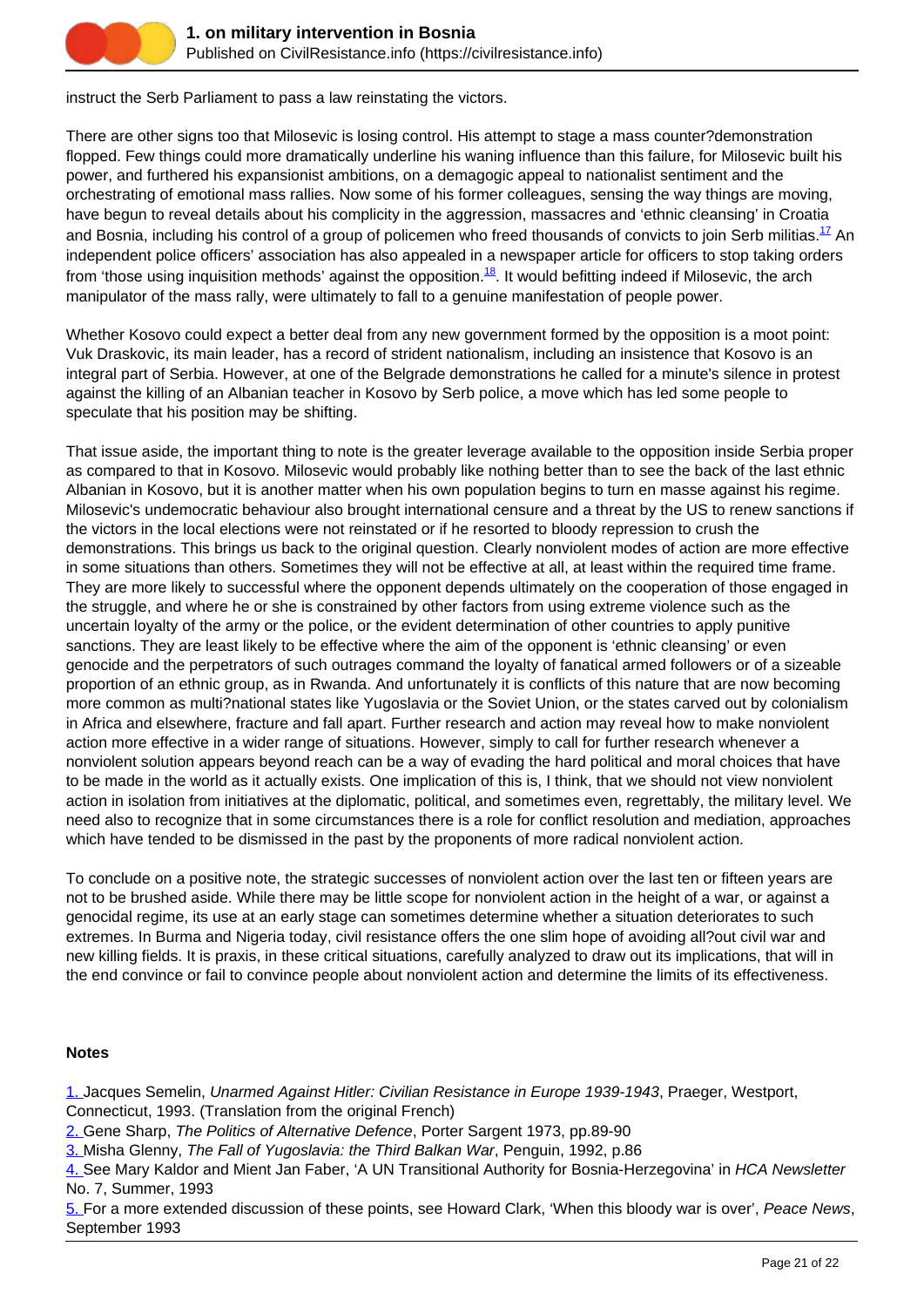instruct the Serb Parliament to pass a law reinstating the victors.

There are other signs too that Milosevic is losing control. His attempt to stage a mass counter?demonstration flopped. Few things could more dramatically underline his waning influence than this failure, for Milosevic built his power, and furthered his expansionist ambitions, on a demagogic appeal to nationalist sentiment and the orchestrating of emotional mass rallies. Now some of his former colleagues, sensing the way things are moving, have begun to reveal details about his complicity in the aggression, massacres and 'ethnic cleansing' in Croatia and Bosnia, including his control of a group of policemen who freed thousands of convicts to join Serb militias.[17] An independent police officers' association has also appealed in a newspaper article for officers to stop taking orders from 'those using inquisition methods' against the opposition.[18]. It would befitting indeed if Milosevic, the arch manipulator of the mass rally, were ultimately to fall to a genuine manifestation of people power.

Whether Kosovo could expect a better deal from any new government formed by the opposition is a moot point: Vuk Draskovic, its main leader, has a record of strident nationalism, including an insistence that Kosovo is an integral part of Serbia. However, at one of the Belgrade demonstrations he called for a minute's silence in protest against the killing of an Albanian teacher in Kosovo by Serb police, a move which has led some people to speculate that his position may be shifting.

That issue aside, the important thing to note is the greater leverage available to the opposition inside Serbia proper as compared to that in Kosovo. Milosevic would probably like nothing better than to see the back of the last ethnic Albanian in Kosovo, but it is another matter when his own population begins to turn en masse against his regime. Milosevic's undemocratic behaviour also brought international censure and a threat by the US to renew sanctions if the victors in the local elections were not reinstated or if he resorted to bloody repression to crush the demonstrations. This brings us back to the original question. Clearly nonviolent modes of action are more effective in some situations than others. Sometimes they will not be effective at all, at least within the required time frame. They are more likely to successful where the opponent depends ultimately on the cooperation of those engaged in the struggle, and where he or she is constrained by other factors from using extreme violence such as the uncertain loyalty of the army or the police, or the evident determination of other countries to apply punitive sanctions. They are least likely to be effective where the aim of the opponent is 'ethnic cleansing' or even genocide and the perpetrators of such outrages command the loyalty of fanatical armed followers or of a sizeable proportion of an ethnic group, as in Rwanda. And unfortunately it is conflicts of this nature that are now becoming more common as multi?national states like Yugoslavia or the Soviet Union, or the states carved out by colonialism in Africa and elsewhere, fracture and fall apart. Further research and action may reveal how to make nonviolent action more effective in a wider range of situations. However, simply to call for further research whenever a nonviolent solution appears beyond reach can be a way of evading the hard political and moral choices that have to be made in the world as it actually exists. One implication of this is, I think, that we should not view nonviolent action in isolation from initiatives at the diplomatic, political, and sometimes even, regrettably, the military level. We need also to recognize that in some circumstances there is a role for conflict resolution and mediation, approaches which have tended to be dismissed in the past by the proponents of more radical nonviolent action.

To conclude on a positive note, the strategic successes of nonviolent action over the last ten or fifteen years are not to be brushed aside. While there may be little scope for nonviolent action in the height of a war, or against a genocidal regime, its use at an early stage can sometimes determine whether a situation deteriorates to such extremes. In Burma and Nigeria today, civil resistance offers the one slim hope of avoiding all?out civil war and new killing fields. It is praxis, in these critical situations, carefully analyzed to draw out its implications, that will in the end convince or fail to convince people about nonviolent action and determine the limits of its effectiveness.

**Notes**

1. Jacques Semelin, *Unarmed Against Hitler: Civilian Resistance in Europe 1939-1943*, Praeger, Westport, Connecticut, 1993. (Translation from the original French)
2. Gene Sharp, *The Politics of Alternative Defence*, Porter Sargent 1973, pp.89-90
3. Misha Glenny, *The Fall of Yugoslavia: the Third Balkan War*, Penguin, 1992, p.86
4. See Mary Kaldor and Mient Jan Faber, 'A UN Transitional Authority for Bosnia-Herzegovina' in *HCA Newsletter* No. 7, Summer, 1993
5. For a more extended discussion of these points, see Howard Clark, 'When this bloody war is over', *Peace News*, September 1993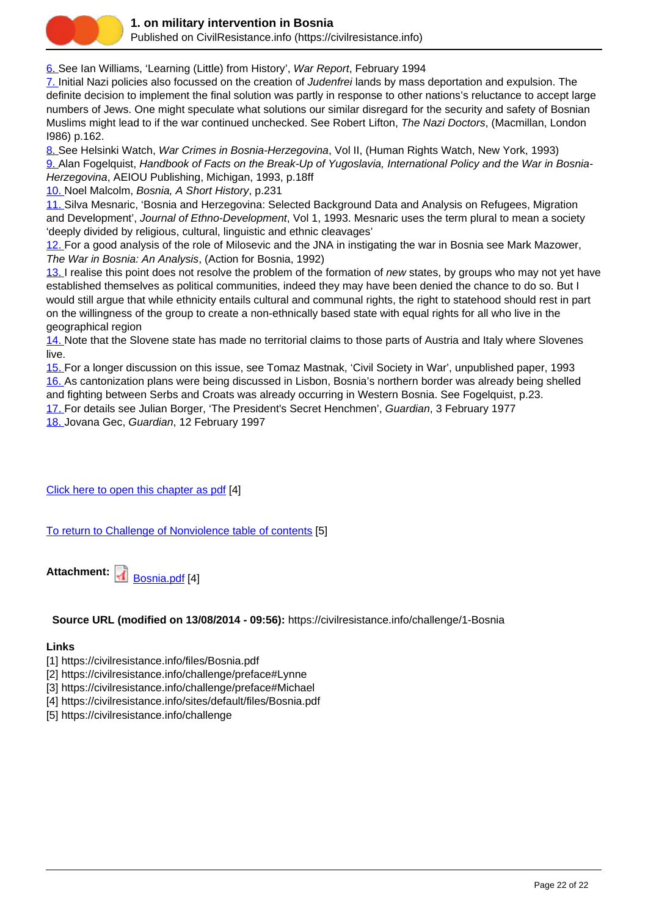6. See Ian Williams, 'Learning (Little) from History', *War Report*, February 1994

7. Initial Nazi policies also focussed on the creation of *Judenfrei* lands by mass deportation and expulsion. The definite decision to implement the final solution was partly in response to other nations's reluctance to accept large numbers of Jews. One might speculate what solutions our similar disregard for the security and safety of Bosnian Muslims might lead to if the war continued unchecked. See Robert Lifton, *The Nazi Doctors*, (Macmillan, London I986) p.162.

8. See Helsinki Watch, *War Crimes in Bosnia-Herzegovina*, Vol II, (Human Rights Watch, New York, 1993)

9. Alan Fogelquist, *Handbook of Facts on the Break-Up of Yugoslavia, International Policy and the War in Bosnia-Herzegovina*, AEIOU Publishing, Michigan, 1993, p.18ff

10. Noel Malcolm, *Bosnia, A Short History*, p.231

11. Silva Mesnaric, 'Bosnia and Herzegovina: Selected Background Data and Analysis on Refugees, Migration and Development', *Journal of Ethno-Development*, Vol 1, 1993. Mesnaric uses the term plural to mean a society 'deeply divided by religious, cultural, linguistic and ethnic cleavages'

12. For a good analysis of the role of Milosevic and the JNA in instigating the war in Bosnia see Mark Mazower, *The War in Bosnia: An Analysis*, (Action for Bosnia, 1992)

13. I realise this point does not resolve the problem of the formation of *new* states, by groups who may not yet have established themselves as political communities, indeed they may have been denied the chance to do so. But I would still argue that while ethnicity entails cultural and communal rights, the right to statehood should rest in part on the willingness of the group to create a non-ethnically based state with equal rights for all who live in the geographical region

14. Note that the Slovene state has made no territorial claims to those parts of Austria and Italy where Slovenes live.

15. For a longer discussion on this issue, see Tomaz Mastnak, 'Civil Society in War', unpublished paper, 1993

16. As cantonization plans were being discussed in Lisbon, Bosnia's northern border was already being shelled and fighting between Serbs and Croats was already occurring in Western Bosnia. See Fogelquist, p.23.

17. For details see Julian Borger, 'The President's Secret Henchmen', *Guardian*, 3 February 1977

18. Jovana Gec, *Guardian*, 12 February 1997

Click here to open this chapter as pdf [4]

To return to Challenge of Nonviolence table of contents [5]

**Attachment:** Bosnia.pdf [4]

**Source URL (modified on 13/08/2014 - 09:56):** https://civilresistance.info/challenge/1-Bosnia

**Links**

[1] https://civilresistance.info/files/Bosnia.pdf
[2] https://civilresistance.info/challenge/preface#Lynne
[3] https://civilresistance.info/challenge/preface#Michael
[4] https://civilresistance.info/sites/default/files/Bosnia.pdf
[5] https://civilresistance.info/challenge